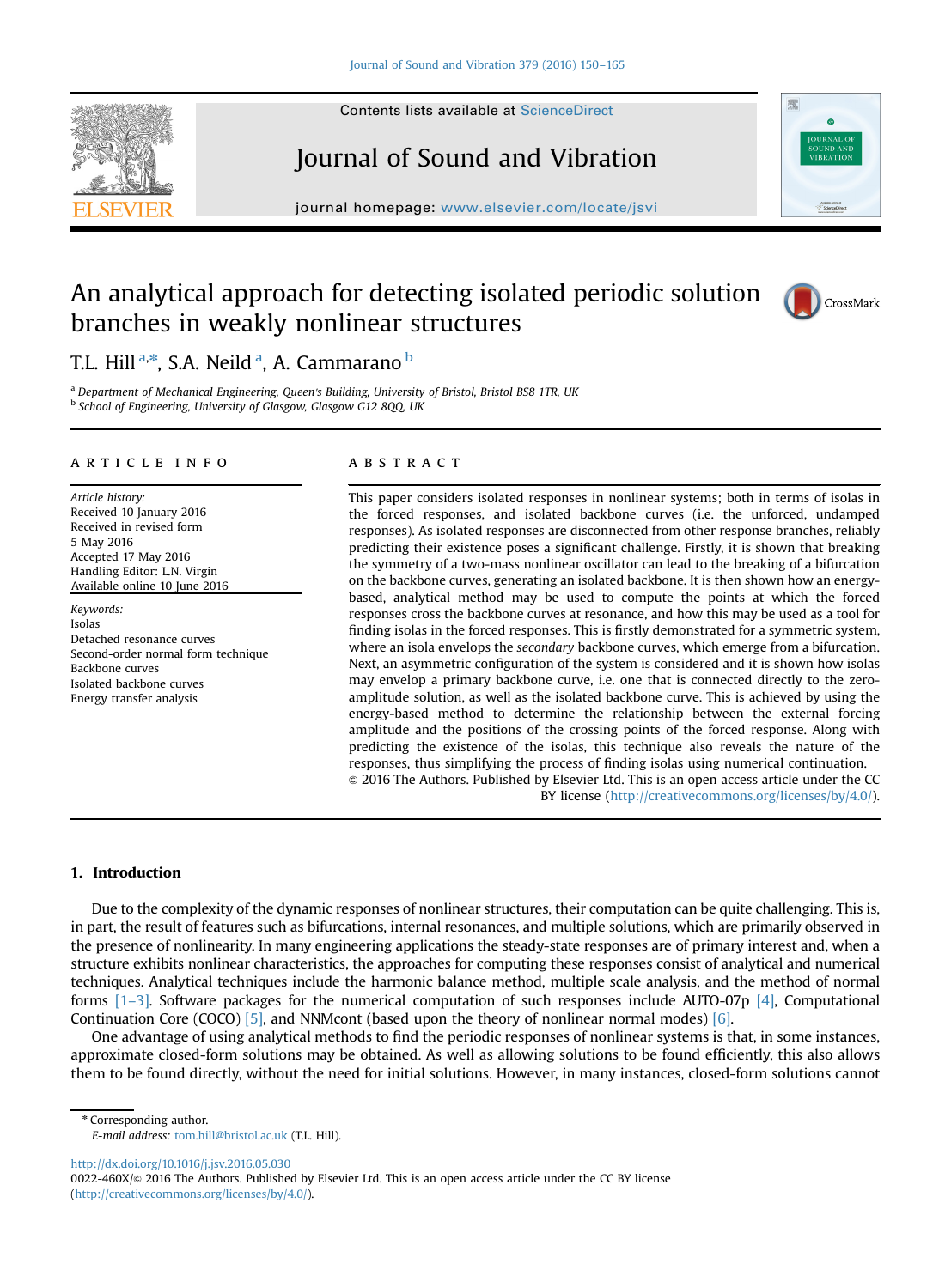# An analytical approach for detecting isolated periodic solution branches in weakly nonlinear structures

T.L. Hill [a,*], S.A. Neild [a], A. Cammarano [b]

[a] Department of Mechanical Engineering, Queen's Building, University of Bristol, Bristol BS8 1TR, UK
[b] School of Engineering, University of Glasgow, Glasgow G12 8QQ, UK

## ARTICLE INFO

*Article history:*
Received 10 January 2016
Received in revised form
5 May 2016
Accepted 17 May 2016
Handling Editor: L.N. Virgin
Available online 10 June 2016

*Keywords:*
Isolas
Detached resonance curves
Second-order normal form technique
Backbone curves
Isolated backbone curves
Energy transfer analysis

## ABSTRACT

This paper considers isolated responses in nonlinear systems; both in terms of isolas in the forced responses, and isolated backbone curves (i.e. the unforced, undamped responses). As isolated responses are disconnected from other response branches, reliably predicting their existence poses a significant challenge. Firstly, it is shown that breaking the symmetry of a two-mass nonlinear oscillator can lead to the breaking of a bifurcation on the backbone curves, generating an isolated backbone. It is then shown how an energy-based, analytical method may be used to compute the points at which the forced responses cross the backbone curves at resonance, and how this may be used as a tool for finding isolas in the forced responses. This is firstly demonstrated for a symmetric system, where an isola envelops the *secondary* backbone curves, which emerge from a bifurcation. Next, an asymmetric configuration of the system is considered and it is shown how isolas may envelop a primary backbone curve, i.e. one that is connected directly to the zero-amplitude solution, as well as the isolated backbone curve. This is achieved by using the energy-based method to determine the relationship between the external forcing amplitude and the positions of the crossing points of the forced response. Along with predicting the existence of the isolas, this technique also reveals the nature of the responses, thus simplifying the process of finding isolas using numerical continuation.

© 2016 The Authors. Published by Elsevier Ltd. This is an open access article under the CC BY license (http://creativecommons.org/licenses/by/4.0/).

## 1. Introduction

Due to the complexity of the dynamic responses of nonlinear structures, their computation can be quite challenging. This is, in part, the result of features such as bifurcations, internal resonances, and multiple solutions, which are primarily observed in the presence of nonlinearity. In many engineering applications the steady-state responses are of primary interest and, when a structure exhibits nonlinear characteristics, the approaches for computing these responses consist of analytical and numerical techniques. Analytical techniques include the harmonic balance method, multiple scale analysis, and the method of normal forms [1–3]. Software packages for the numerical computation of such responses include AUTO-07p [4], Computational Continuation Core (COCO) [5], and NNMcont (based upon the theory of nonlinear normal modes) [6].

One advantage of using analytical methods to find the periodic responses of nonlinear systems is that, in some instances, approximate closed-form solutions may be obtained. As well as allowing solutions to be found efficiently, this also allows them to be found directly, without the need for initial solutions. However, in many instances, closed-form solutions cannot

* Corresponding author.
E-mail address: tom.hill@bristol.ac.uk (T.L. Hill).

http://dx.doi.org/10.1016/j.jsv.2016.05.030
0022-460X/© 2016 The Authors. Published by Elsevier Ltd. This is an open access article under the CC BY license (http://creativecommons.org/licenses/by/4.0/).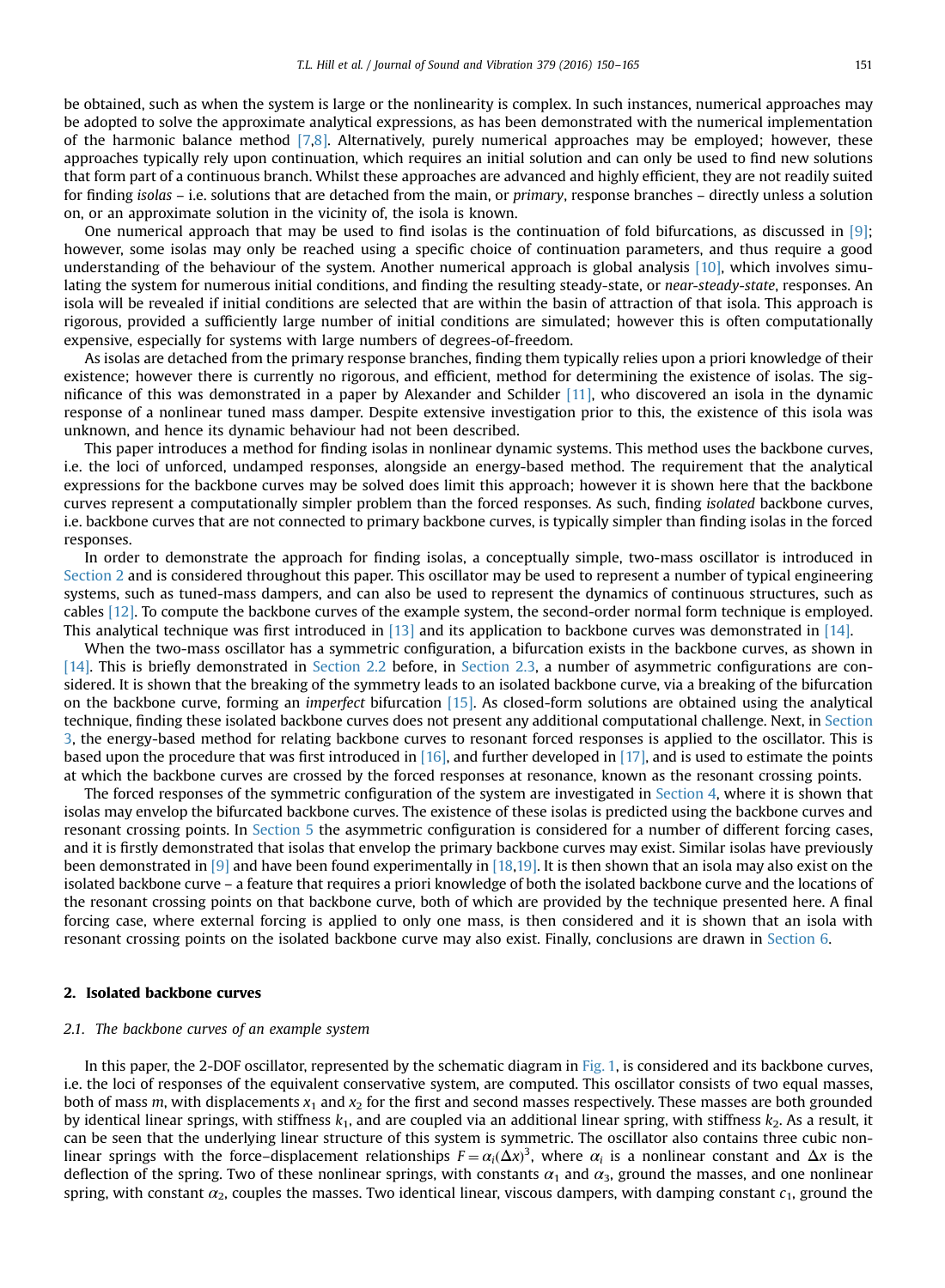be obtained, such as when the system is large or the nonlinearity is complex. In such instances, numerical approaches may be adopted to solve the approximate analytical expressions, as has been demonstrated with the numerical implementation of the harmonic balance method [7,8]. Alternatively, purely numerical approaches may be employed; however, these approaches typically rely upon continuation, which requires an initial solution and can only be used to find new solutions that form part of a continuous branch. Whilst these approaches are advanced and highly efficient, they are not readily suited for finding *isolas* – i.e. solutions that are detached from the main, or *primary*, response branches – directly unless a solution on, or an approximate solution in the vicinity of, the isola is known.

One numerical approach that may be used to find isolas is the continuation of fold bifurcations, as discussed in [9]; however, some isolas may only be reached using a specific choice of continuation parameters, and thus require a good understanding of the behaviour of the system. Another numerical approach is global analysis [10], which involves simulating the system for numerous initial conditions, and finding the resulting steady-state, or *near-steady-state*, responses. An isola will be revealed if initial conditions are selected that are within the basin of attraction of that isola. This approach is rigorous, provided a sufficiently large number of initial conditions are simulated; however this is often computationally expensive, especially for systems with large numbers of degrees-of-freedom.

As isolas are detached from the primary response branches, finding them typically relies upon a priori knowledge of their existence; however there is currently no rigorous, and efficient, method for determining the existence of isolas. The significance of this was demonstrated in a paper by Alexander and Schilder [11], who discovered an isola in the dynamic response of a nonlinear tuned mass damper. Despite extensive investigation prior to this, the existence of this isola was unknown, and hence its dynamic behaviour had not been described.

This paper introduces a method for finding isolas in nonlinear dynamic systems. This method uses the backbone curves, i.e. the loci of unforced, undamped responses, alongside an energy-based method. The requirement that the analytical expressions for the backbone curves may be solved does limit this approach; however it is shown here that the backbone curves represent a computationally simpler problem than the forced responses. As such, finding *isolated* backbone curves, i.e. backbone curves that are not connected to primary backbone curves, is typically simpler than finding isolas in the forced responses.

In order to demonstrate the approach for finding isolas, a conceptually simple, two-mass oscillator is introduced in Section 2 and is considered throughout this paper. This oscillator may be used to represent a number of typical engineering systems, such as tuned-mass dampers, and can also be used to represent the dynamics of continuous structures, such as cables [12]. To compute the backbone curves of the example system, the second-order normal form technique is employed. This analytical technique was first introduced in [13] and its application to backbone curves was demonstrated in [14].

When the two-mass oscillator has a symmetric configuration, a bifurcation exists in the backbone curves, as shown in [14]. This is briefly demonstrated in Section 2.2 before, in Section 2.3, a number of asymmetric configurations are considered. It is shown that the breaking of the symmetry leads to an isolated backbone curve, via a breaking of the bifurcation on the backbone curve, forming an *imperfect* bifurcation [15]. As closed-form solutions are obtained using the analytical technique, finding these isolated backbone curves does not present any additional computational challenge. Next, in Section 3, the energy-based method for relating backbone curves to resonant forced responses is applied to the oscillator. This is based upon the procedure that was first introduced in [16], and further developed in [17], and is used to estimate the points at which the backbone curves are crossed by the forced responses at resonance, known as the resonant crossing points.

The forced responses of the symmetric configuration of the system are investigated in Section 4, where it is shown that isolas may envelop the bifurcated backbone curves. The existence of these isolas is predicted using the backbone curves and resonant crossing points. In Section 5 the asymmetric configuration is considered for a number of different forcing cases, and it is firstly demonstrated that isolas that envelop the primary backbone curves may exist. Similar isolas have previously been demonstrated in [9] and have been found experimentally in [18,19]. It is then shown that an isola may also exist on the isolated backbone curve – a feature that requires a priori knowledge of both the isolated backbone curve and the locations of the resonant crossing points on that backbone curve, both of which are provided by the technique presented here. A final forcing case, where external forcing is applied to only one mass, is then considered and it is shown that an isola with resonant crossing points on the isolated backbone curve may also exist. Finally, conclusions are drawn in Section 6.

## 2. Isolated backbone curves

### 2.1. The backbone curves of an example system

In this paper, the 2-DOF oscillator, represented by the schematic diagram in Fig. 1, is considered and its backbone curves, i.e. the loci of responses of the equivalent conservative system, are computed. This oscillator consists of two equal masses, both of mass $m$, with displacements $x_1$ and $x_2$ for the first and second masses respectively. These masses are both grounded by identical linear springs, with stiffness $k_1$, and are coupled via an additional linear spring, with stiffness $k_2$. As a result, it can be seen that the underlying linear structure of this system is symmetric. The oscillator also contains three cubic nonlinear springs with the force–displacement relationships $F = \alpha_i(\Delta x)^3$, where $\alpha_i$ is a nonlinear constant and $\Delta x$ is the deflection of the spring. Two of these nonlinear springs, with constants $\alpha_1$ and $\alpha_3$, ground the masses, and one nonlinear spring, with constant $\alpha_2$, couples the masses. Two identical linear, viscous dampers, with damping constant $c_1$, ground the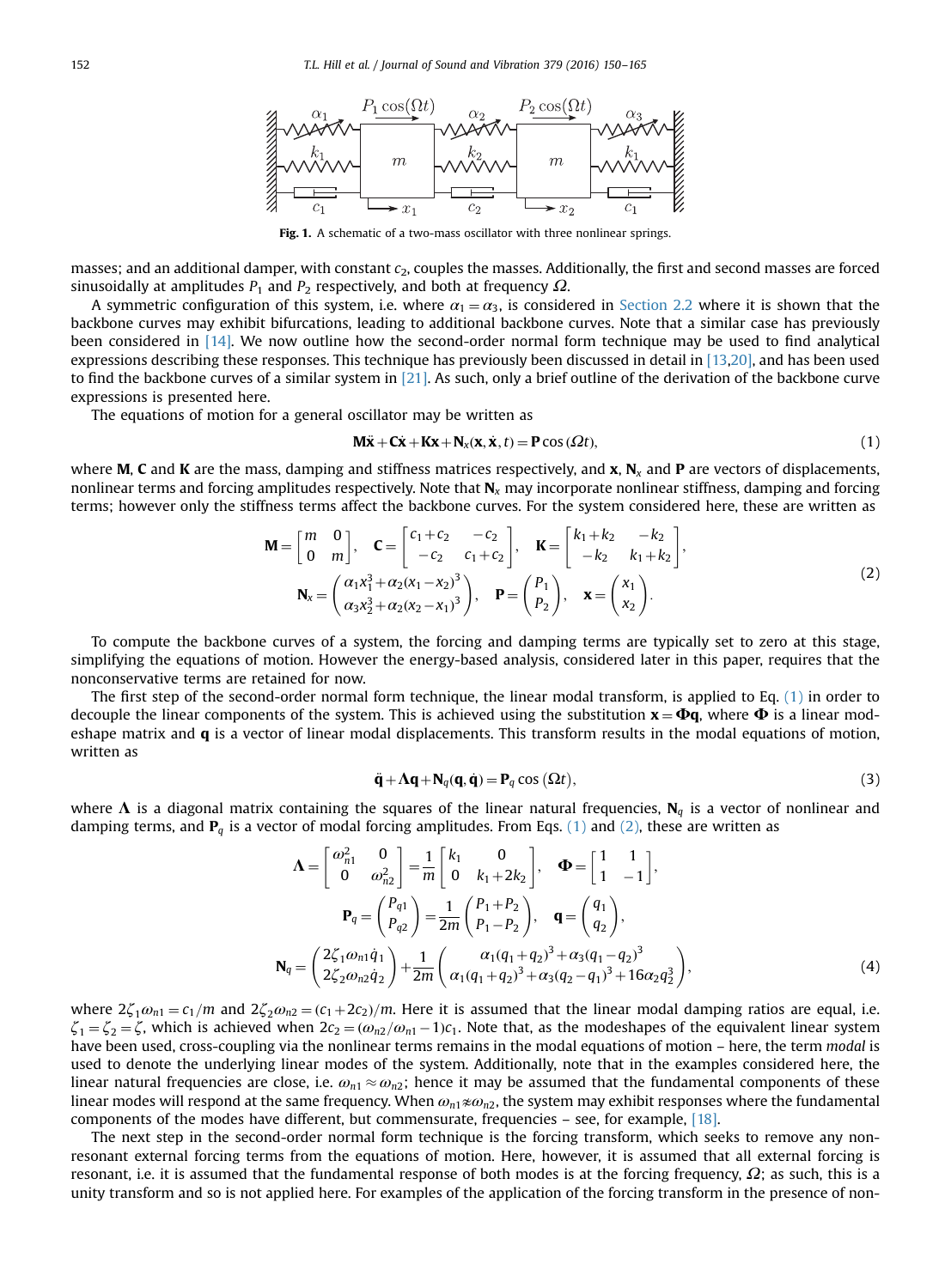Fig. 1. A schematic of a two-mass oscillator with three nonlinear springs.

masses; and an additional damper, with constant $c_2$, couples the masses. Additionally, the first and second masses are forced sinusoidally at amplitudes $P_1$ and $P_2$ respectively, and both at frequency $\Omega$.

A symmetric configuration of this system, i.e. where $\alpha_1 = \alpha_3$, is considered in Section 2.2 where it is shown that the backbone curves may exhibit bifurcations, leading to additional backbone curves. Note that a similar case has previously been considered in [14]. We now outline how the second-order normal form technique may be used to find analytical expressions describing these responses. This technique has previously been discussed in detail in [13,20], and has been used to find the backbone curves of a similar system in [21]. As such, only a brief outline of the derivation of the backbone curve expressions is presented here.

The equations of motion for a general oscillator may be written as

$$\mathbf{M}\ddot{\mathbf{x}} + \mathbf{C}\dot{\mathbf{x}} + \mathbf{K}\mathbf{x} + \mathbf{N}_x(\mathbf{x}, \dot{\mathbf{x}}, t) = \mathbf{P}\cos(\Omega t), \tag{1}$$

where $\mathbf{M}$, $\mathbf{C}$ and $\mathbf{K}$ are the mass, damping and stiffness matrices respectively, and $\mathbf{x}$, $\mathbf{N}_x$ and $\mathbf{P}$ are vectors of displacements, nonlinear terms and forcing amplitudes respectively. Note that $\mathbf{N}_x$ may incorporate nonlinear stiffness, damping and forcing terms; however only the stiffness terms affect the backbone curves. For the system considered here, these are written as

$$\mathbf{M} = \begin{bmatrix} m & 0 \\ 0 & m \end{bmatrix}, \quad \mathbf{C} = \begin{bmatrix} c_1 + c_2 & -c_2 \\ -c_2 & c_1 + c_2 \end{bmatrix}, \quad \mathbf{K} = \begin{bmatrix} k_1 + k_2 & -k_2 \\ -k_2 & k_1 + k_2 \end{bmatrix},$$
$$\mathbf{N}_x = \begin{pmatrix} \alpha_1 x_1^3 + \alpha_2 (x_1 - x_2)^3 \\ \alpha_3 x_2^3 + \alpha_2 (x_2 - x_1)^3 \end{pmatrix}, \quad \mathbf{P} = \begin{pmatrix} P_1 \\ P_2 \end{pmatrix}, \quad \mathbf{x} = \begin{pmatrix} x_1 \\ x_2 \end{pmatrix}. \tag{2}$$

To compute the backbone curves of a system, the forcing and damping terms are typically set to zero at this stage, simplifying the equations of motion. However the energy-based analysis, considered later in this paper, requires that the nonconservative terms are retained for now.

The first step of the second-order normal form technique, the linear modal transform, is applied to Eq. (1) in order to decouple the linear components of the system. This is achieved using the substitution $\mathbf{x} = \mathbf{\Phi}\mathbf{q}$, where $\mathbf{\Phi}$ is a linear modeshape matrix and $\mathbf{q}$ is a vector of linear modal displacements. This transform results in the modal equations of motion, written as

$$\ddot{\mathbf{q}} + \mathbf{\Lambda}\mathbf{q} + \mathbf{N}_q(\mathbf{q}, \dot{\mathbf{q}}) = \mathbf{P}_q \cos(\Omega t), \tag{3}$$

where $\mathbf{\Lambda}$ is a diagonal matrix containing the squares of the linear natural frequencies, $\mathbf{N}_q$ is a vector of nonlinear and damping terms, and $\mathbf{P}_q$ is a vector of modal forcing amplitudes. From Eqs. (1) and (2), these are written as

$$\mathbf{\Lambda} = \begin{bmatrix} \omega_{n1}^2 & 0 \\ 0 & \omega_{n2}^2 \end{bmatrix} = \frac{1}{m}\begin{bmatrix} k_1 & 0 \\ 0 & k_1 + 2k_2 \end{bmatrix}, \quad \mathbf{\Phi} = \begin{bmatrix} 1 & 1 \\ 1 & -1 \end{bmatrix},$$
$$\mathbf{P}_q = \begin{pmatrix} P_{q1} \\ P_{q2} \end{pmatrix} = \frac{1}{2m}\begin{pmatrix} P_1 + P_2 \\ P_1 - P_2 \end{pmatrix}, \quad \mathbf{q} = \begin{pmatrix} q_1 \\ q_2 \end{pmatrix},$$
$$\mathbf{N}_q = \begin{pmatrix} 2\zeta_1\omega_{n1}\dot{q}_1 \\ 2\zeta_2\omega_{n2}\dot{q}_2 \end{pmatrix} + \frac{1}{2m}\begin{pmatrix} \alpha_1(q_1+q_2)^3 + \alpha_3(q_1-q_2)^3 \\ \alpha_1(q_1+q_2)^3 + \alpha_3(q_2-q_1)^3 + 16\alpha_2 q_2^3 \end{pmatrix}, \tag{4}$$

where $2\zeta_1\omega_{n1} = c_1/m$ and $2\zeta_2\omega_{n2} = (c_1 + 2c_2)/m$. Here it is assumed that the linear modal damping ratios are equal, i.e. $\zeta_1 = \zeta_2 = \zeta$, which is achieved when $2c_2 = (\omega_{n2}/\omega_{n1} - 1)c_1$. Note that, as the modeshapes of the equivalent linear system have been used, cross-coupling via the nonlinear terms remains in the modal equations of motion – here, the term *modal* is used to denote the underlying linear modes of the system. Additionally, note that in the examples considered here, the linear natural frequencies are close, i.e. $\omega_{n1} \approx \omega_{n2}$; hence it may be assumed that the fundamental components of these linear modes will respond at the same frequency. When $\omega_{n1} \not\approx \omega_{n2}$, the system may exhibit responses where the fundamental components of the modes have different, but commensurate, frequencies – see, for example, [18].

The next step in the second-order normal form technique is the forcing transform, which seeks to remove any non-resonant external forcing terms from the equations of motion. Here, however, it is assumed that all external forcing is resonant, i.e. it is assumed that the fundamental response of both modes is at the forcing frequency, $\Omega$; as such, this is a unity transform and so is not applied here. For examples of the application of the forcing transform in the presence of non-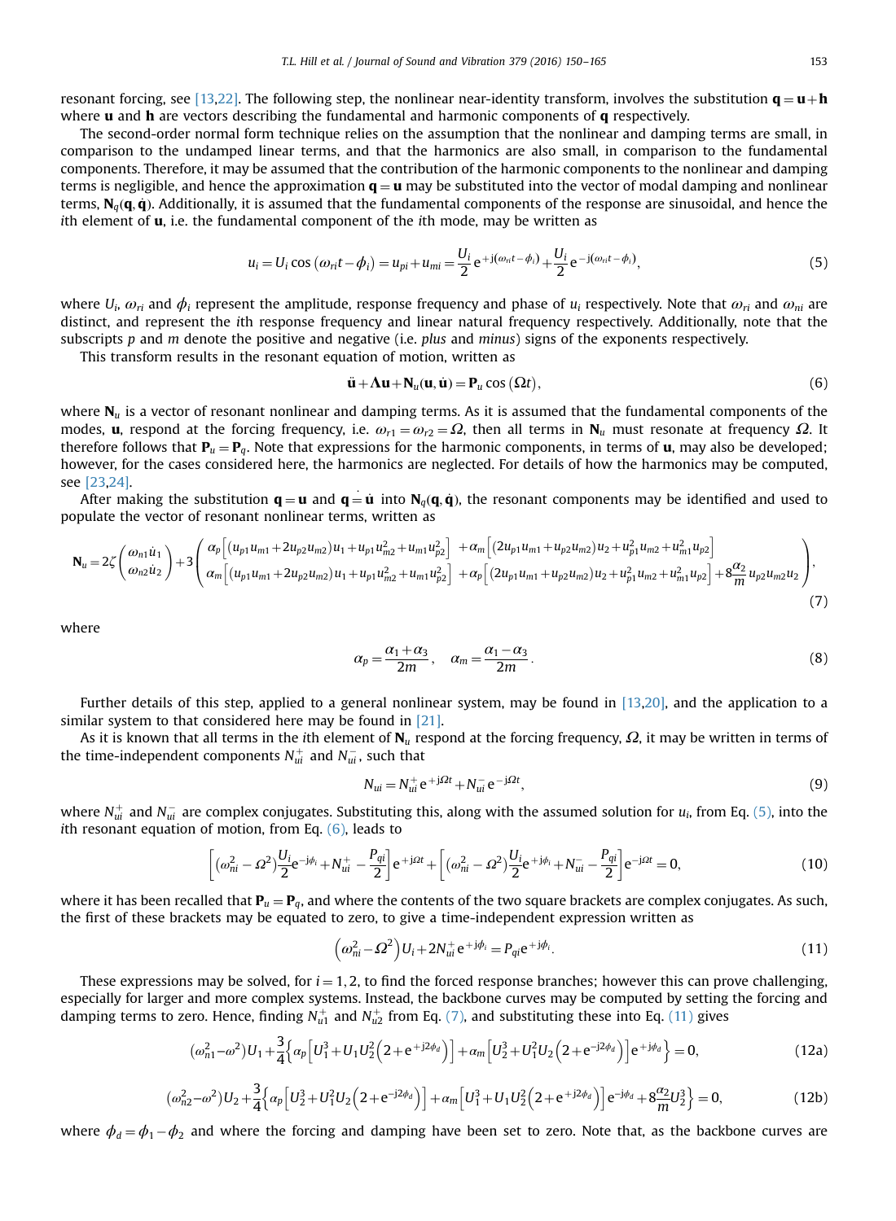resonant forcing, see [13,22]. The following step, the nonlinear near-identity transform, involves the substitution $\mathbf{q} = \mathbf{u} + \mathbf{h}$ where $\mathbf{u}$ and $\mathbf{h}$ are vectors describing the fundamental and harmonic components of $\mathbf{q}$ respectively.

The second-order normal form technique relies on the assumption that the nonlinear and damping terms are small, in comparison to the undamped linear terms, and that the harmonics are also small, in comparison to the fundamental components. Therefore, it may be assumed that the contribution of the harmonic components to the nonlinear and damping terms is negligible, and hence the approximation $\mathbf{q} = \mathbf{u}$ may be substituted into the vector of modal damping and nonlinear terms, $\mathbf{N}_q(\mathbf{q}, \dot{\mathbf{q}})$. Additionally, it is assumed that the fundamental components of the response are sinusoidal, and hence the $i$th element of $\mathbf{u}$, i.e. the fundamental component of the $i$th mode, may be written as

$$u_i = U_i \cos(\omega_{ri} t - \phi_i) = u_{pi} + u_{mi} = \frac{U_i}{2} \mathrm{e}^{+\mathrm{j}(\omega_{ri} t - \phi_i)} + \frac{U_i}{2} \mathrm{e}^{-\mathrm{j}(\omega_{ri} t - \phi_i)}, \tag{5}$$

where $U_i$, $\omega_{ri}$ and $\phi_i$ represent the amplitude, response frequency and phase of $u_i$ respectively. Note that $\omega_{ri}$ and $\omega_{ni}$ are distinct, and represent the $i$th response frequency and linear natural frequency respectively. Additionally, note that the subscripts $p$ and $m$ denote the positive and negative (i.e. *plus* and *minus*) signs of the exponents respectively.

This transform results in the resonant equation of motion, written as

$$\ddot{\mathbf{u}} + \mathbf{\Lambda} \mathbf{u} + \mathbf{N}_u(\mathbf{u}, \dot{\mathbf{u}}) = \mathbf{P}_u \cos(\Omega t), \tag{6}$$

where $\mathbf{N}_u$ is a vector of resonant nonlinear and damping terms. As it is assumed that the fundamental components of the modes, $\mathbf{u}$, respond at the forcing frequency, i.e. $\omega_{r1} = \omega_{r2} = \Omega$, then all terms in $\mathbf{N}_u$ must resonate at frequency $\Omega$. It therefore follows that $\mathbf{P}_u = \mathbf{P}_q$. Note that expressions for the harmonic components, in terms of $\mathbf{u}$, may also be developed; however, for the cases considered here, the harmonics are neglected. For details of how the harmonics may be computed, see [23,24].

After making the substitution $\mathbf{q} = \mathbf{u}$ and $\dot{\mathbf{q}} = \dot{\mathbf{u}}$ into $\mathbf{N}_q(\mathbf{q}, \dot{\mathbf{q}})$, the resonant components may be identified and used to populate the vector of resonant nonlinear terms, written as

$$\mathbf{N}_u = 2\zeta \begin{pmatrix} \omega_{n1} \dot{u}_1 \\ \omega_{n2} \dot{u}_2 \end{pmatrix} + 3 \begin{pmatrix} \alpha_p \left[ (u_{p1} u_{m1} + 2 u_{p2} u_{m2}) u_1 + u_{p1} u_{m2}^2 + u_{m1} u_{p2}^2 \right] + \alpha_m \left[ (2 u_{p1} u_{m1} + u_{p2} u_{m2}) u_2 + u_{p1}^2 u_{m2} + u_{m1}^2 u_{p2} \right] \\ \alpha_m \left[ (u_{p1} u_{m1} + 2 u_{p2} u_{m2}) u_1 + u_{p1} u_{m2}^2 + u_{m1} u_{p2}^2 \right] + \alpha_p \left[ (2 u_{p1} u_{m1} + u_{p2} u_{m2}) u_2 + u_{p1}^2 u_{m2} + u_{m1}^2 u_{p2} \right] + 8 \dfrac{\alpha_2}{m} u_{p2} u_{m2} u_2 \end{pmatrix}, \tag{7}$$

where

$$\alpha_p = \frac{\alpha_1 + \alpha_3}{2m}, \quad \alpha_m = \frac{\alpha_1 - \alpha_3}{2m}. \tag{8}$$

Further details of this step, applied to a general nonlinear system, may be found in [13,20], and the application to a similar system to that considered here may be found in [21].

As it is known that all terms in the $i$th element of $\mathbf{N}_u$ respond at the forcing frequency, $\Omega$, it may be written in terms of the time-independent components $N_{ui}^+$ and $N_{ui}^-$, such that

$$N_{ui} = N_{ui}^+ \mathrm{e}^{+\mathrm{j}\Omega t} + N_{ui}^- \mathrm{e}^{-\mathrm{j}\Omega t}, \tag{9}$$

where $N_{ui}^+$ and $N_{ui}^-$ are complex conjugates. Substituting this, along with the assumed solution for $u_i$, from Eq. (5), into the $i$th resonant equation of motion, from Eq. (6), leads to

$$\left[ (\omega_{ni}^2 - \Omega^2) \frac{U_i}{2} \mathrm{e}^{-\mathrm{j}\phi_i} + N_{ui}^+ - \frac{P_{qi}}{2} \right] \mathrm{e}^{+\mathrm{j}\Omega t} + \left[ (\omega_{ni}^2 - \Omega^2) \frac{U_i}{2} \mathrm{e}^{+\mathrm{j}\phi_i} + N_{ui}^- - \frac{P_{qi}}{2} \right] \mathrm{e}^{-\mathrm{j}\Omega t} = 0, \tag{10}$$

where it has been recalled that $\mathbf{P}_u = \mathbf{P}_q$, and where the contents of the two square brackets are complex conjugates. As such, the first of these brackets may be equated to zero, to give a time-independent expression written as

$$\left( \omega_{ni}^2 - \Omega^2 \right) U_i + 2 N_{ui}^+ \mathrm{e}^{+\mathrm{j}\phi_i} = P_{qi} \mathrm{e}^{+\mathrm{j}\phi_i}. \tag{11}$$

These expressions may be solved, for $i = 1, 2$, to find the forced response branches; however this can prove challenging, especially for larger and more complex systems. Instead, the backbone curves may be computed by setting the forcing and damping terms to zero. Hence, finding $N_{u1}^+$ and $N_{u2}^+$ from Eq. (7), and substituting these into Eq. (11) gives

$$(\omega_{n1}^2 - \omega^2) U_1 + \frac{3}{4} \left\{ \alpha_p \left[ U_1^3 + U_1 U_2^2 \left( 2 + \mathrm{e}^{+\mathrm{j}2\phi_d} \right) \right] + \alpha_m \left[ U_2^3 + U_1^2 U_2 \left( 2 + \mathrm{e}^{-\mathrm{j}2\phi_d} \right) \right] \mathrm{e}^{+\mathrm{j}\phi_d} \right\} = 0, \tag{12a}$$

$$(\omega_{n2}^2 - \omega^2) U_2 + \frac{3}{4} \left\{ \alpha_p \left[ U_2^3 + U_1^2 U_2 \left( 2 + \mathrm{e}^{-\mathrm{j}2\phi_d} \right) \right] + \alpha_m \left[ U_1^3 + U_1 U_2^2 \left( 2 + \mathrm{e}^{+\mathrm{j}2\phi_d} \right) \right] \mathrm{e}^{-\mathrm{j}\phi_d} + 8 \frac{\alpha_2}{m} U_2^3 \right\} = 0, \tag{12b}$$

where $\phi_d = \phi_1 - \phi_2$ and where the forcing and damping have been set to zero. Note that, as the backbone curves are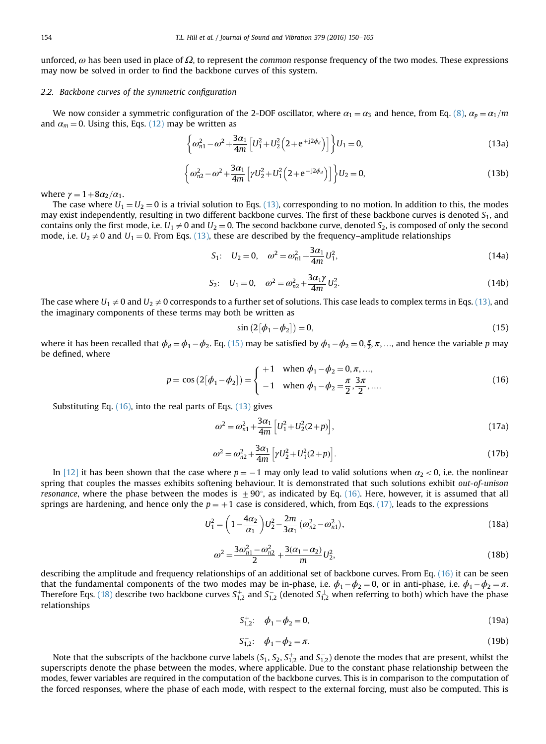unforced, $\omega$ has been used in place of $\Omega$, to represent the *common* response frequency of the two modes. These expressions may now be solved in order to find the backbone curves of this system.

### 2.2. Backbone curves of the symmetric configuration

We now consider a symmetric configuration of the 2-DOF oscillator, where $\alpha_1 = \alpha_3$ and hence, from Eq. (8), $\alpha_p = \alpha_1/m$ and $\alpha_m = 0$. Using this, Eqs. (12) may be written as

$$\left\{\omega_{n1}^2 - \omega^2 + \frac{3\alpha_1}{4m}\left[U_1^2 + U_2^2\left(2 + \mathrm{e}^{+\mathrm{j}2\phi_d}\right)\right]\right\}U_1 = 0, \tag{13a}$$

$$\left\{\omega_{n2}^2 - \omega^2 + \frac{3\alpha_1}{4m}\left[\gamma U_2^2 + U_1^2\left(2 + \mathrm{e}^{-\mathrm{j}2\phi_d}\right)\right]\right\}U_2 = 0, \tag{13b}$$

where $\gamma = 1 + 8\alpha_2/\alpha_1$.

The case where $U_1 = U_2 = 0$ is a trivial solution to Eqs. (13), corresponding to no motion. In addition to this, the modes may exist independently, resulting in two different backbone curves. The first of these backbone curves is denoted $S_1$, and contains only the first mode, i.e. $U_1 \neq 0$ and $U_2 = 0$. The second backbone curve, denoted $S_2$, is composed of only the second mode, i.e. $U_2 \neq 0$ and $U_1 = 0$. From Eqs. (13), these are described by the frequency–amplitude relationships

$$S_1: \quad U_2 = 0, \quad \omega^2 = \omega_{n1}^2 + \frac{3\alpha_1}{4m}U_1^2, \tag{14a}$$

$$S_2: \quad U_1 = 0, \quad \omega^2 = \omega_{n2}^2 + \frac{3\alpha_1\gamma}{4m}U_2^2. \tag{14b}$$

The case where $U_1 \neq 0$ and $U_2 \neq 0$ corresponds to a further set of solutions. This case leads to complex terms in Eqs. (13), and the imaginary components of these terms may both be written as

$$\sin\left(2[\phi_1 - \phi_2]\right) = 0, \tag{15}$$

where it has been recalled that $\phi_d = \phi_1 - \phi_2$. Eq. (15) may be satisfied by $\phi_1 - \phi_2 = 0, \frac{\pi}{2}, \pi, \ldots$, and hence the variable $p$ may be defined, where

$$p = \cos\left(2[\phi_1 - \phi_2]\right) = \begin{cases} +1 & \text{when } \phi_1 - \phi_2 = 0, \pi, \ldots, \\ -1 & \text{when } \phi_1 - \phi_2 = \dfrac{\pi}{2}, \dfrac{3\pi}{2}, \ldots. \end{cases} \tag{16}$$

Substituting Eq. (16), into the real parts of Eqs. (13) gives

$$\omega^2 = \omega_{n1}^2 + \frac{3\alpha_1}{4m}\left[U_1^2 + U_2^2(2+p)\right], \tag{17a}$$

$$\omega^2 = \omega_{n2}^2 + \frac{3\alpha_1}{4m}\left[\gamma U_2^2 + U_1^2(2+p)\right]. \tag{17b}$$

In [12] it has been shown that the case where $p = -1$ may only lead to valid solutions when $\alpha_2 < 0$, i.e. the nonlinear spring that couples the masses exhibits softening behaviour. It is demonstrated that such solutions exhibit *out-of-unison resonance*, where the phase between the modes is $\pm 90°$, as indicated by Eq. (16). Here, however, it is assumed that all springs are hardening, and hence only the $p = +1$ case is considered, which, from Eqs. (17), leads to the expressions

$$U_1^2 = \left(1 - \frac{4\alpha_2}{\alpha_1}\right)U_2^2 - \frac{2m}{3\alpha_1}\left(\omega_{n2}^2 - \omega_{n1}^2\right), \tag{18a}$$

$$\omega^2 = \frac{3\omega_{n1}^2 - \omega_{n2}^2}{2} + \frac{3(\alpha_1 - \alpha_2)}{m}U_2^2, \tag{18b}$$

describing the amplitude and frequency relationships of an additional set of backbone curves. From Eq. (16) it can be seen that the fundamental components of the two modes may be in-phase, i.e. $\phi_1 - \phi_2 = 0$, or in anti-phase, i.e. $\phi_1 - \phi_2 = \pi$. Therefore Eqs. (18) describe two backbone curves $S_{1,2}^+$ and $S_{1,2}^-$ (denoted $S_{1,2}^\pm$ when referring to both) which have the phase relationships

$$S_{1,2}^+: \quad \phi_1 - \phi_2 = 0, \tag{19a}$$

$$S_{1,2}^-: \quad \phi_1 - \phi_2 = \pi. \tag{19b}$$

Note that the subscripts of the backbone curve labels ($S_1$, $S_2$, $S_{1,2}^+$ and $S_{1,2}^-$) denote the modes that are present, whilst the superscripts denote the phase between the modes, where applicable. Due to the constant phase relationship between the modes, fewer variables are required in the computation of the backbone curves. This is in comparison to the computation of the forced responses, where the phase of each mode, with respect to the external forcing, must also be computed. This is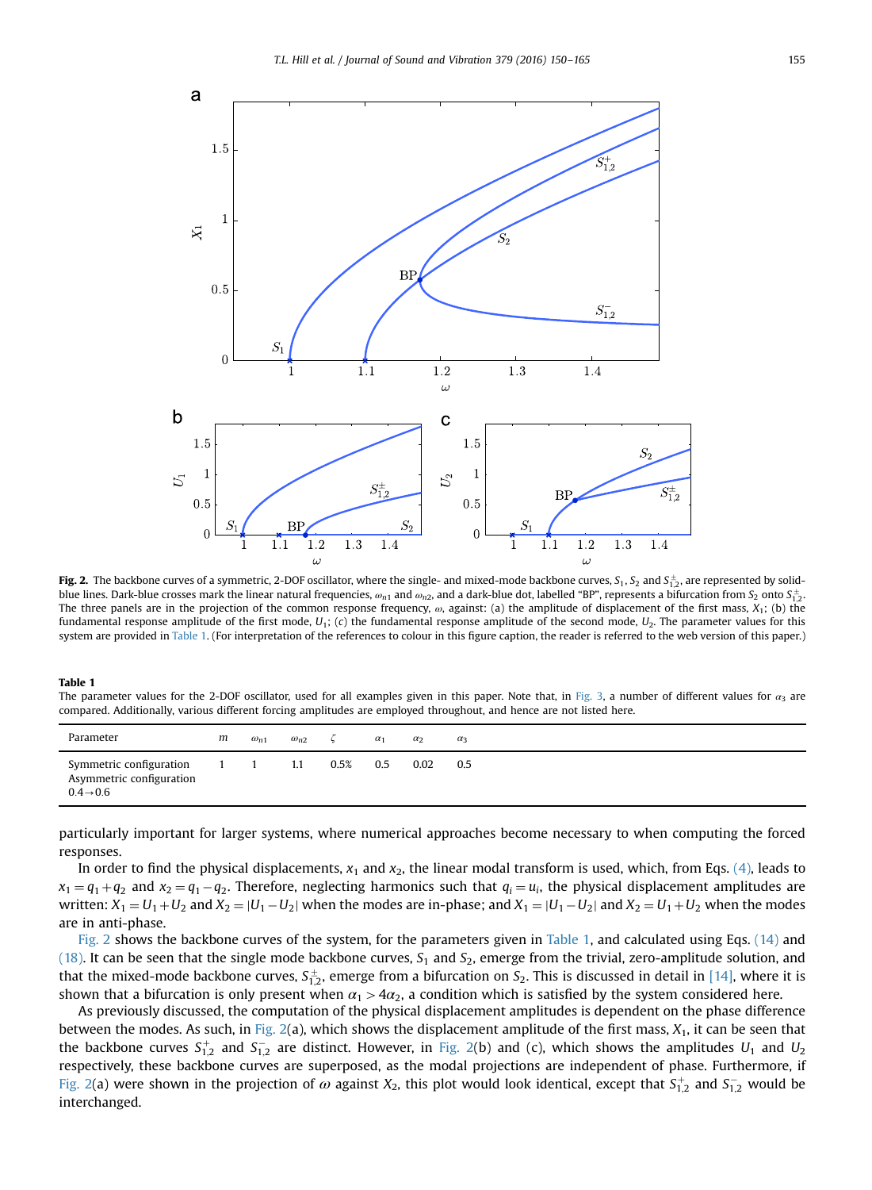**Fig. 2.** The backbone curves of a symmetric, 2-DOF oscillator, where the single- and mixed-mode backbone curves, $S_1$, $S_2$ and $S_{1,2}^{\pm}$, are represented by solid-blue lines. Dark-blue crosses mark the linear natural frequencies, $\omega_{n1}$ and $\omega_{n2}$, and a dark-blue dot, labelled "BP", represents a bifurcation from $S_2$ onto $S_{1,2}^{\pm}$. The three panels are in the projection of the common response frequency, $\omega$, against: (a) the amplitude of displacement of the first mass, $X_1$; (b) the fundamental response amplitude of the first mode, $U_1$; (c) the fundamental response amplitude of the second mode, $U_2$. The parameter values for this system are provided in Table 1. (For interpretation of the references to colour in this figure caption, the reader is referred to the web version of this paper.)

**Table 1**
The parameter values for the 2-DOF oscillator, used for all examples given in this paper. Note that, in Fig. 3, a number of different values for $\alpha_3$ are compared. Additionally, various different forcing amplitudes are employed throughout, and hence are not listed here.

| Parameter | $m$ | $\omega_{n1}$ | $\omega_{n2}$ | $\zeta$ | $\alpha_1$ | $\alpha_2$ | $\alpha_3$ |
|---|---|---|---|---|---|---|---|
| Symmetric configuration | 1 | 1 | 1.1 | 0.5% | 0.5 | 0.02 | 0.5 |
| Asymmetric configuration | | | | | | | $0.4 \to 0.6$ |

particularly important for larger systems, where numerical approaches become necessary to when computing the forced responses.

In order to find the physical displacements, $x_1$ and $x_2$, the linear modal transform is used, which, from Eqs. (4), leads to $x_1 = q_1 + q_2$ and $x_2 = q_1 - q_2$. Therefore, neglecting harmonics such that $q_i = u_i$, the physical displacement amplitudes are written: $X_1 = U_1 + U_2$ and $X_2 = |U_1 - U_2|$ when the modes are in-phase; and $X_1 = |U_1 - U_2|$ and $X_2 = U_1 + U_2$ when the modes are in anti-phase.

Fig. 2 shows the backbone curves of the system, for the parameters given in Table 1, and calculated using Eqs. (14) and (18). It can be seen that the single mode backbone curves, $S_1$ and $S_2$, emerge from the trivial, zero-amplitude solution, and that the mixed-mode backbone curves, $S_{1,2}^{\pm}$, emerge from a bifurcation on $S_2$. This is discussed in detail in [14], where it is shown that a bifurcation is only present when $\alpha_1 > 4\alpha_2$, a condition which is satisfied by the system considered here.

As previously discussed, the computation of the physical displacement amplitudes is dependent on the phase difference between the modes. As such, in Fig. 2(a), which shows the displacement amplitude of the first mass, $X_1$, it can be seen that the backbone curves $S_{1,2}^{+}$ and $S_{1,2}^{-}$ are distinct. However, in Fig. 2(b) and (c), which shows the amplitudes $U_1$ and $U_2$ respectively, these backbone curves are superposed, as the modal projections are independent of phase. Furthermore, if Fig. 2(a) were shown in the projection of $\omega$ against $X_2$, this plot would look identical, except that $S_{1,2}^{+}$ and $S_{1,2}^{-}$ would be interchanged.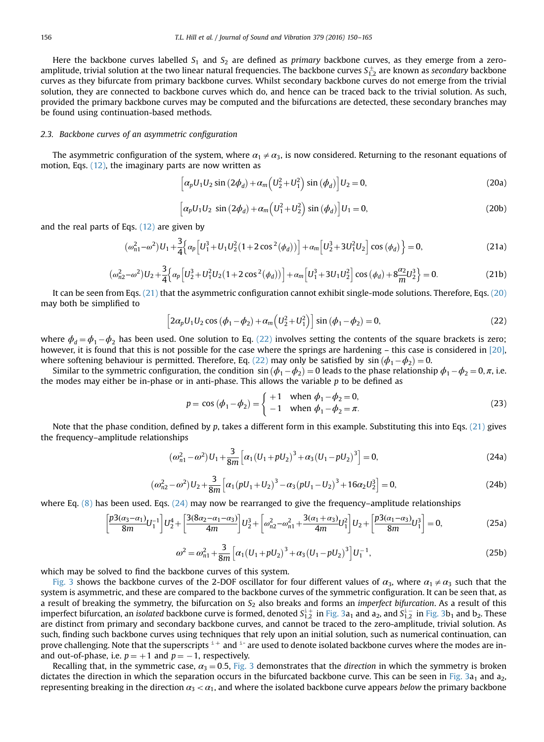Here the backbone curves labelled $S_1$ and $S_2$ are defined as *primary* backbone curves, as they emerge from a zero-amplitude, trivial solution at the two linear natural frequencies. The backbone curves $S_{1,2}^{\pm}$ are known as *secondary* backbone curves as they bifurcate from primary backbone curves. Whilst secondary backbone curves do not emerge from the trivial solution, they are connected to backbone curves which do, and hence can be traced back to the trivial solution. As such, provided the primary backbone curves may be computed and the bifurcations are detected, these secondary branches may be found using continuation-based methods.

### 2.3. Backbone curves of an asymmetric configuration

The asymmetric configuration of the system, where $\alpha_1 \neq \alpha_3$, is now considered. Returning to the resonant equations of motion, Eqs. (12), the imaginary parts are now written as

$$\left[\alpha_p U_1 U_2 \sin(2\phi_d) + \alpha_m \left(U_2^2 + U_1^2\right) \sin(\phi_d)\right] U_2 = 0, \tag{20a}$$

$$\left[\alpha_p U_1 U_2 \sin(2\phi_d) + \alpha_m \left(U_1^2 + U_2^2\right) \sin(\phi_d)\right] U_1 = 0, \tag{20b}$$

and the real parts of Eqs. (12) are given by

$$(\omega_{n1}^2 - \omega^2) U_1 + \frac{3}{4}\left\{\alpha_p \left[U_1^3 + U_1 U_2^2 (1 + 2\cos^2(\phi_d))\right] + \alpha_m \left[U_2^3 + 3U_1^2 U_2\right] \cos(\phi_d)\right\} = 0, \tag{21a}$$

$$(\omega_{n2}^2 - \omega^2) U_2 + \frac{3}{4}\left\{\alpha_p \left[U_2^3 + U_1^2 U_2 (1 + 2\cos^2(\phi_d))\right] + \alpha_m \left[U_1^3 + 3U_1 U_2^2\right] \cos(\phi_d) + 8\frac{\alpha_2}{m} U_2^3\right\} = 0. \tag{21b}$$

It can be seen from Eqs. (21) that the asymmetric configuration cannot exhibit single-mode solutions. Therefore, Eqs. (20) may both be simplified to

$$\left[2\alpha_p U_1 U_2 \cos(\phi_1 - \phi_2) + \alpha_m \left(U_2^2 + U_1^2\right)\right] \sin(\phi_1 - \phi_2) = 0, \tag{22}$$

where $\phi_d = \phi_1 - \phi_2$ has been used. One solution to Eq. (22) involves setting the contents of the square brackets is zero; however, it is found that this is not possible for the case where the springs are hardening – this case is considered in [20], where softening behaviour is permitted. Therefore, Eq. (22) may only be satisfied by $\sin(\phi_1 - \phi_2) = 0$.

Similar to the symmetric configuration, the condition $\sin(\phi_1 - \phi_2) = 0$ leads to the phase relationship $\phi_1 - \phi_2 = 0, \pi$, i.e. the modes may either be in-phase or in anti-phase. This allows the variable $p$ to be defined as

$$p = \cos(\phi_1 - \phi_2) = \begin{cases} +1 & \text{when } \phi_1 - \phi_2 = 0, \\ -1 & \text{when } \phi_1 - \phi_2 = \pi. \end{cases} \tag{23}$$

Note that the phase condition, defined by $p$, takes a different form in this example. Substituting this into Eqs. (21) gives the frequency–amplitude relationships

$$(\omega_{n1}^2 - \omega^2) U_1 + \frac{3}{8m}\left[\alpha_1 (U_1 + pU_2)^3 + \alpha_3 (U_1 - pU_2)^3\right] = 0, \tag{24a}$$

$$(\omega_{n2}^2 - \omega^2) U_2 + \frac{3}{8m}\left[\alpha_1 (pU_1 + U_2)^3 - \alpha_3 (pU_1 - U_2)^3 + 16\alpha_2 U_2^3\right] = 0, \tag{24b}$$

where Eq. (8) has been used. Eqs. (24) may now be rearranged to give the frequency–amplitude relationships

$$\left[\frac{p3(\alpha_3 - \alpha_1)}{8m} U_1^{-1}\right] U_2^4 + \left[\frac{3(8\alpha_2 - \alpha_1 - \alpha_3)}{4m}\right] U_2^3 + \left[\omega_{n2}^2 - \omega_{n1}^2 + \frac{3(\alpha_1 + \alpha_3)}{4m} U_1^2\right] U_2 + \left[\frac{p3(\alpha_1 - \alpha_3)}{8m} U_1^3\right] = 0, \tag{25a}$$

$$\omega^2 = \omega_{n1}^2 + \frac{3}{8m}\left[\alpha_1 (U_1 + pU_2)^3 + \alpha_3 (U_1 - pU_2)^3\right] U_1^{-1}, \tag{25b}$$

which may be solved to find the backbone curves of this system.

Fig. 3 shows the backbone curves of the 2-DOF oscillator for four different values of $\alpha_3$, where $\alpha_1 \neq \alpha_3$ such that the system is asymmetric, and these are compared to the backbone curves of the symmetric configuration. It can be seen that, as a result of breaking the symmetry, the bifurcation on $S_2$ also breaks and forms an *imperfect bifurcation*. As a result of this imperfect bifurcation, an *isolated* backbone curve is formed, denoted $S_{1,2}^{i+}$ in Fig. 3a$_1$ and a$_2$, and $S_{1,2}^{i-}$ in Fig. 3b$_1$ and b$_2$. These are distinct from primary and secondary backbone curves, and cannot be traced to the zero-amplitude, trivial solution. As such, finding such backbone curves using techniques that rely upon an initial solution, such as numerical continuation, can prove challenging. Note that the superscripts $^{i+}$ and $^{i-}$ are used to denote isolated backbone curves where the modes are in- and out-of-phase, i.e. $p = +1$ and $p = -1$, respectively.

Recalling that, in the symmetric case, $\alpha_3 = 0.5$, Fig. 3 demonstrates that the *direction* in which the symmetry is broken dictates the direction in which the separation occurs in the bifurcated backbone curve. This can be seen in Fig. 3a$_1$ and a$_2$, representing breaking in the direction $\alpha_3 < \alpha_1$, and where the isolated backbone curve appears *below* the primary backbone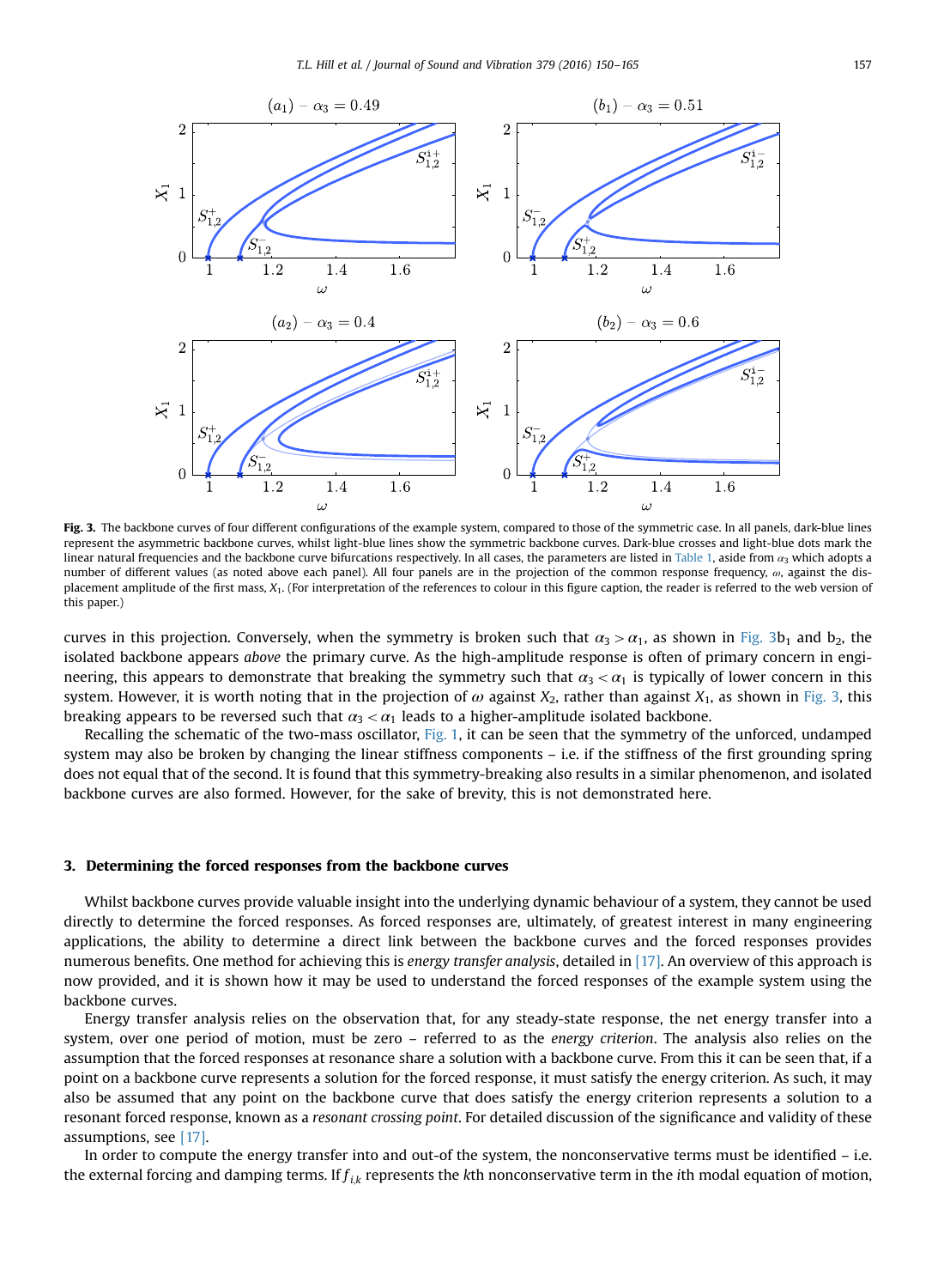**Fig. 3.** The backbone curves of four different configurations of the example system, compared to those of the symmetric case. In all panels, dark-blue lines represent the asymmetric backbone curves, whilst light-blue lines show the symmetric backbone curves. Dark-blue crosses and light-blue dots mark the linear natural frequencies and the backbone curve bifurcations respectively. In all cases, the parameters are listed in Table 1, aside from $\alpha_3$ which adopts a number of different values (as noted above each panel). All four panels are in the projection of the common response frequency, $\omega$, against the displacement amplitude of the first mass, $X_1$. (For interpretation of the references to colour in this figure caption, the reader is referred to the web version of this paper.)

curves in this projection. Conversely, when the symmetry is broken such that $\alpha_3 > \alpha_1$, as shown in Fig. 3b$_1$ and b$_2$, the isolated backbone appears *above* the primary curve. As the high-amplitude response is often of primary concern in engineering, this appears to demonstrate that breaking the symmetry such that $\alpha_3 < \alpha_1$ is typically of lower concern in this system. However, it is worth noting that in the projection of $\omega$ against $X_2$, rather than against $X_1$, as shown in Fig. 3, this breaking appears to be reversed such that $\alpha_3 < \alpha_1$ leads to a higher-amplitude isolated backbone.

Recalling the schematic of the two-mass oscillator, Fig. 1, it can be seen that the symmetry of the unforced, undamped system may also be broken by changing the linear stiffness components – i.e. if the stiffness of the first grounding spring does not equal that of the second. It is found that this symmetry-breaking also results in a similar phenomenon, and isolated backbone curves are also formed. However, for the sake of brevity, this is not demonstrated here.

## 3. Determining the forced responses from the backbone curves

Whilst backbone curves provide valuable insight into the underlying dynamic behaviour of a system, they cannot be used directly to determine the forced responses. As forced responses are, ultimately, of greatest interest in many engineering applications, the ability to determine a direct link between the backbone curves and the forced responses provides numerous benefits. One method for achieving this is *energy transfer analysis*, detailed in [17]. An overview of this approach is now provided, and it is shown how it may be used to understand the forced responses of the example system using the backbone curves.

Energy transfer analysis relies on the observation that, for any steady-state response, the net energy transfer into a system, over one period of motion, must be zero – referred to as the *energy criterion*. The analysis also relies on the assumption that the forced responses at resonance share a solution with a backbone curve. From this it can be seen that, if a point on a backbone curve represents a solution for the forced response, it must satisfy the energy criterion. As such, it may also be assumed that any point on the backbone curve that does satisfy the energy criterion represents a solution to a resonant forced response, known as a *resonant crossing point*. For detailed discussion of the significance and validity of these assumptions, see [17].

In order to compute the energy transfer into and out-of the system, the nonconservative terms must be identified – i.e. the external forcing and damping terms. If $f_{i,k}$ represents the $k$th nonconservative term in the $i$th modal equation of motion,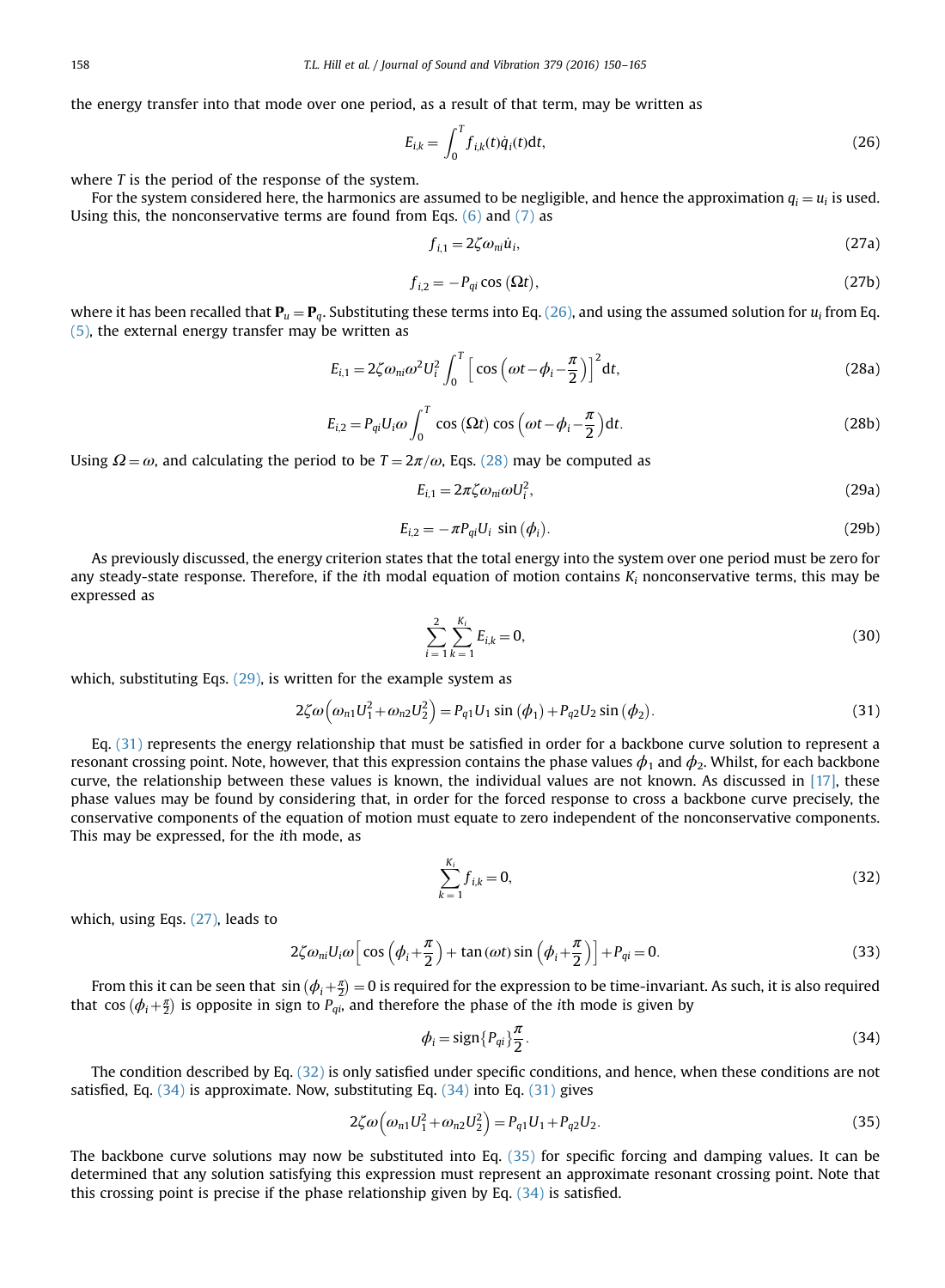the energy transfer into that mode over one period, as a result of that term, may be written as

$$E_{i,k} = \int_0^T f_{i,k}(t)\dot{q}_i(t)\mathrm{d}t, \tag{26}$$

where $T$ is the period of the response of the system.

For the system considered here, the harmonics are assumed to be negligible, and hence the approximation $q_i = u_i$ is used. Using this, the nonconservative terms are found from Eqs. (6) and (7) as

$$f_{i,1} = 2\zeta\omega_{ni}\dot{u}_i, \tag{27a}$$

$$f_{i,2} = -P_{qi}\cos(\Omega t), \tag{27b}$$

where it has been recalled that $\mathbf{P}_u = \mathbf{P}_q$. Substituting these terms into Eq. (26), and using the assumed solution for $u_i$ from Eq. (5), the external energy transfer may be written as

$$E_{i,1} = 2\zeta\omega_{ni}\omega^2 U_i^2 \int_0^T \left[\cos\left(\omega t - \phi_i - \frac{\pi}{2}\right)\right]^2 \mathrm{d}t, \tag{28a}$$

$$E_{i,2} = P_{qi}U_i\omega \int_0^T \cos(\Omega t)\cos\left(\omega t - \phi_i - \frac{\pi}{2}\right)\mathrm{d}t. \tag{28b}$$

Using $\Omega = \omega$, and calculating the period to be $T = 2\pi/\omega$, Eqs. (28) may be computed as

$$E_{i,1} = 2\pi\zeta\omega_{ni}\omega U_i^2, \tag{29a}$$

$$E_{i,2} = -\pi P_{qi}U_i \sin(\phi_i). \tag{29b}$$

As previously discussed, the energy criterion states that the total energy into the system over one period must be zero for any steady-state response. Therefore, if the $i$th modal equation of motion contains $K_i$ nonconservative terms, this may be expressed as

$$\sum_{i=1}^{2}\sum_{k=1}^{K_i} E_{i,k} = 0, \tag{30}$$

which, substituting Eqs. (29), is written for the example system as

$$2\zeta\omega\left(\omega_{n1}U_1^2 + \omega_{n2}U_2^2\right) = P_{q1}U_1\sin(\phi_1) + P_{q2}U_2\sin(\phi_2). \tag{31}$$

Eq. (31) represents the energy relationship that must be satisfied in order for a backbone curve solution to represent a resonant crossing point. Note, however, that this expression contains the phase values $\phi_1$ and $\phi_2$. Whilst, for each backbone curve, the relationship between these values is known, the individual values are not known. As discussed in [17], these phase values may be found by considering that, in order for the forced response to cross a backbone curve precisely, the conservative components of the equation of motion must equate to zero independent of the nonconservative components. This may be expressed, for the $i$th mode, as

$$\sum_{k=1}^{K_i} f_{i,k} = 0, \tag{32}$$

which, using Eqs. (27), leads to

$$2\zeta\omega_{ni}U_i\omega\left[\cos\left(\phi_i + \frac{\pi}{2}\right) + \tan(\omega t)\sin\left(\phi_i + \frac{\pi}{2}\right)\right] + P_{qi} = 0. \tag{33}$$

From this it can be seen that $\sin\left(\phi_i + \frac{\pi}{2}\right) = 0$ is required for the expression to be time-invariant. As such, it is also required that $\cos\left(\phi_i + \frac{\pi}{2}\right)$ is opposite in sign to $P_{qi}$, and therefore the phase of the $i$th mode is given by

$$\phi_i = \mathrm{sign}\{P_{qi}\}\frac{\pi}{2}. \tag{34}$$

The condition described by Eq. (32) is only satisfied under specific conditions, and hence, when these conditions are not satisfied, Eq. (34) is approximate. Now, substituting Eq. (34) into Eq. (31) gives

$$2\zeta\omega\left(\omega_{n1}U_1^2 + \omega_{n2}U_2^2\right) = P_{q1}U_1 + P_{q2}U_2. \tag{35}$$

The backbone curve solutions may now be substituted into Eq. (35) for specific forcing and damping values. It can be determined that any solution satisfying this expression must represent an approximate resonant crossing point. Note that this crossing point is precise if the phase relationship given by Eq. (34) is satisfied.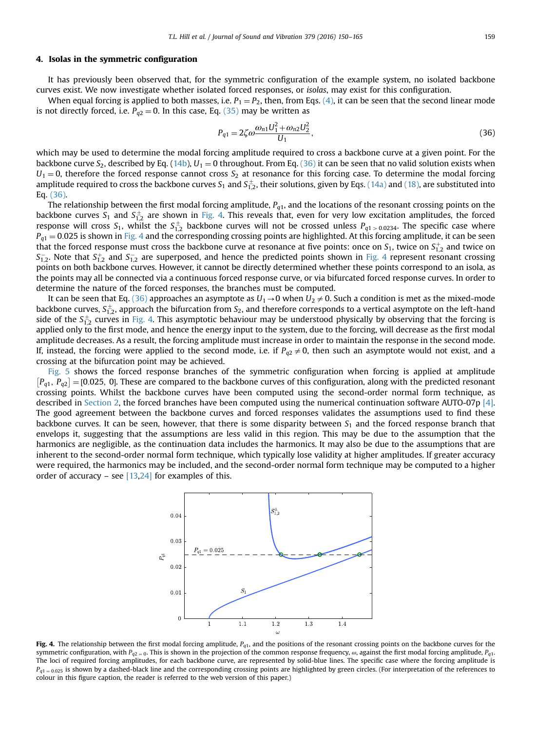## 4. Isolas in the symmetric configuration

It has previously been observed that, for the symmetric configuration of the example system, no isolated backbone curves exist. We now investigate whether isolated forced responses, or *isolas*, may exist for this configuration.

When equal forcing is applied to both masses, i.e. $P_1 = P_2$, then, from Eqs. (4), it can be seen that the second linear mode is not directly forced, i.e. $P_{q2} = 0$. In this case, Eq. (35) may be written as

$$P_{q1} = 2\zeta\omega \frac{\omega_{n1} U_1^2 + \omega_{n2} U_2^2}{U_1}, \tag{36}$$

which may be used to determine the modal forcing amplitude required to cross a backbone curve at a given point. For the backbone curve $S_2$, described by Eq. (14b), $U_1 = 0$ throughout. From Eq. (36) it can be seen that no valid solution exists when $U_1 = 0$, therefore the forced response cannot cross $S_2$ at resonance for this forcing case. To determine the modal forcing amplitude required to cross the backbone curves $S_1$ and $S_{1,2}^{\pm}$, their solutions, given by Eqs. (14a) and (18), are substituted into Eq. (36).

The relationship between the first modal forcing amplitude, $P_{q1}$, and the locations of the resonant crossing points on the backbone curves $S_1$ and $S_{1,2}^{\pm}$ are shown in Fig. 4. This reveals that, even for very low excitation amplitudes, the forced response will cross $S_1$, whilst the $S_{1,2}^{\pm}$ backbone curves will not be crossed unless $P_{q1 > 0.0234}$. The specific case where $P_{q1} = 0.025$ is shown in Fig. 4 and the corresponding crossing points are highlighted. At this forcing amplitude, it can be seen that the forced response must cross the backbone curve at resonance at five points: once on $S_1$, twice on $S_{1,2}^{+}$ and twice on $S_{1,2}^{-}$. Note that $S_{1,2}^{+}$ and $S_{1,2}^{-}$ are superposed, and hence the predicted points shown in Fig. 4 represent resonant crossing points on both backbone curves. However, it cannot be directly determined whether these points correspond to an isola, as the points may all be connected via a continuous forced response curve, or via bifurcated forced response curves. In order to determine the nature of the forced responses, the branches must be computed.

It can be seen that Eq. (36) approaches an asymptote as $U_1 \to 0$ when $U_2 \neq 0$. Such a condition is met as the mixed-mode backbone curves, $S_{1,2}^{\pm}$, approach the bifurcation from $S_2$, and therefore corresponds to a vertical asymptote on the left-hand side of the $S_{1,2}^{\pm}$ curves in Fig. 4. This asymptotic behaviour may be understood physically by observing that the forcing is applied only to the first mode, and hence the energy input to the system, due to the forcing, will decrease as the first modal amplitude decreases. As a result, the forcing amplitude must increase in order to maintain the response in the second mode. If, instead, the forcing were applied to the second mode, i.e. if $P_{q2} \neq 0$, then such an asymptote would not exist, and a crossing at the bifurcation point may be achieved.

Fig. 5 shows the forced response branches of the symmetric configuration when forcing is applied at amplitude $[P_{q1}, P_{q2}] = [0.025, 0]$. These are compared to the backbone curves of this configuration, along with the predicted resonant crossing points. Whilst the backbone curves have been computed using the second-order normal form technique, as described in Section 2, the forced branches have been computed using the numerical continuation software AUTO-07p [4]. The good agreement between the backbone curves and forced responses validates the assumptions used to find these backbone curves. It can be seen, however, that there is some disparity between $S_1$ and the forced response branch that envelops it, suggesting that the assumptions are less valid in this region. This may be due to the assumption that the harmonics are negligible, as the continuation data includes the harmonics. It may also be due to the assumptions that are inherent to the second-order normal form technique, which typically lose validity at higher amplitudes. If greater accuracy were required, the harmonics may be included, and the second-order normal form technique may be computed to a higher order of accuracy – see [13,24] for examples of this.

**Fig. 4.** The relationship between the first modal forcing amplitude, $P_{q1}$, and the positions of the resonant crossing points on the backbone curves for the symmetric configuration, with $P_{q2=0}$. This is shown in the projection of the common response frequency, $\omega$, against the first modal forcing amplitude, $P_{q1}$. The loci of required forcing amplitudes, for each backbone curve, are represented by solid-blue lines. The specific case where the forcing amplitude is $P_{q1=0.025}$ is shown by a dashed-black line and the corresponding crossing points are highlighted by green circles. (For interpretation of the references to colour in this figure caption, the reader is referred to the web version of this paper.)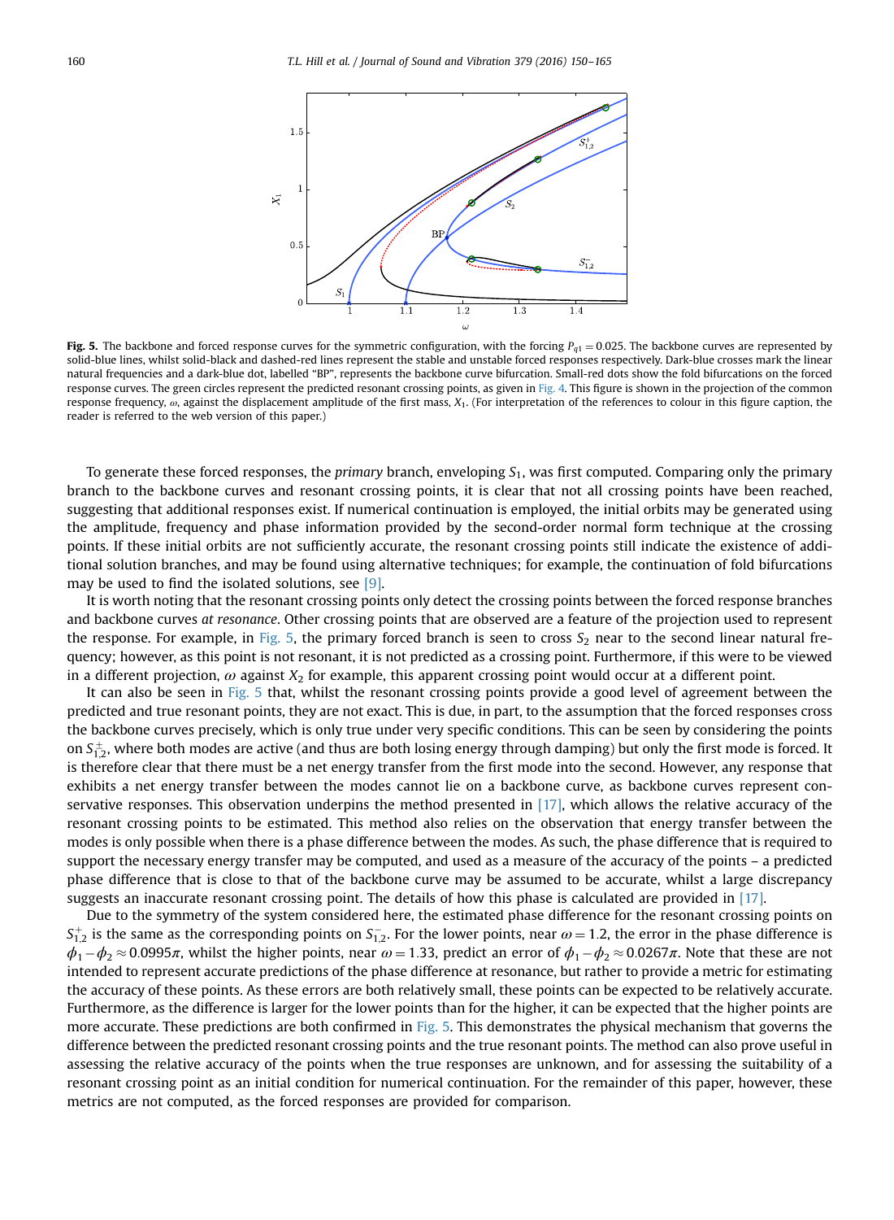**Fig. 5.** The backbone and forced response curves for the symmetric configuration, with the forcing $P_{q1} = 0.025$. The backbone curves are represented by solid-blue lines, whilst solid-black and dashed-red lines represent the stable and unstable forced responses respectively. Dark-blue crosses mark the linear natural frequencies and a dark-blue dot, labelled "BP", represents the backbone curve bifurcation. Small-red dots show the fold bifurcations on the forced response curves. The green circles represent the predicted resonant crossing points, as given in Fig. 4. This figure is shown in the projection of the common response frequency, $\omega$, against the displacement amplitude of the first mass, $X_1$. (For interpretation of the references to colour in this figure caption, the reader is referred to the web version of this paper.)

To generate these forced responses, the *primary* branch, enveloping $S_1$, was first computed. Comparing only the primary branch to the backbone curves and resonant crossing points, it is clear that not all crossing points have been reached, suggesting that additional responses exist. If numerical continuation is employed, the initial orbits may be generated using the amplitude, frequency and phase information provided by the second-order normal form technique at the crossing points. If these initial orbits are not sufficiently accurate, the resonant crossing points still indicate the existence of additional solution branches, and may be found using alternative techniques; for example, the continuation of fold bifurcations may be used to find the isolated solutions, see [9].

It is worth noting that the resonant crossing points only detect the crossing points between the forced response branches and backbone curves *at resonance*. Other crossing points that are observed are a feature of the projection used to represent the response. For example, in Fig. 5, the primary forced branch is seen to cross $S_2$ near to the second linear natural frequency; however, as this point is not resonant, it is not predicted as a crossing point. Furthermore, if this were to be viewed in a different projection, $\omega$ against $X_2$ for example, this apparent crossing point would occur at a different point.

It can also be seen in Fig. 5 that, whilst the resonant crossing points provide a good level of agreement between the predicted and true resonant points, they are not exact. This is due, in part, to the assumption that the forced responses cross the backbone curves precisely, which is only true under very specific conditions. This can be seen by considering the points on $S_{1,2}^{\pm}$, where both modes are active (and thus are both losing energy through damping) but only the first mode is forced. It is therefore clear that there must be a net energy transfer from the first mode into the second. However, any response that exhibits a net energy transfer between the modes cannot lie on a backbone curve, as backbone curves represent conservative responses. This observation underpins the method presented in [17], which allows the relative accuracy of the resonant crossing points to be estimated. This method also relies on the observation that energy transfer between the modes is only possible when there is a phase difference between the modes. As such, the phase difference that is required to support the necessary energy transfer may be computed, and used as a measure of the accuracy of the points – a predicted phase difference that is close to that of the backbone curve may be assumed to be accurate, whilst a large discrepancy suggests an inaccurate resonant crossing point. The details of how this phase is calculated are provided in [17].

Due to the symmetry of the system considered here, the estimated phase difference for the resonant crossing points on $S_{1,2}^{+}$ is the same as the corresponding points on $S_{1,2}^{-}$. For the lower points, near $\omega = 1.2$, the error in the phase difference is $\phi_1 - \phi_2 \approx 0.0995\pi$, whilst the higher points, near $\omega = 1.33$, predict an error of $\phi_1 - \phi_2 \approx 0.0267\pi$. Note that these are not intended to represent accurate predictions of the phase difference at resonance, but rather to provide a metric for estimating the accuracy of these points. As these errors are both relatively small, these points can be expected to be relatively accurate. Furthermore, as the difference is larger for the lower points than for the higher, it can be expected that the higher points are more accurate. These predictions are both confirmed in Fig. 5. This demonstrates the physical mechanism that governs the difference between the predicted resonant crossing points and the true resonant points. The method can also prove useful in assessing the relative accuracy of the points when the true responses are unknown, and for assessing the suitability of a resonant crossing point as an initial condition for numerical continuation. For the remainder of this paper, however, these metrics are not computed, as the forced responses are provided for comparison.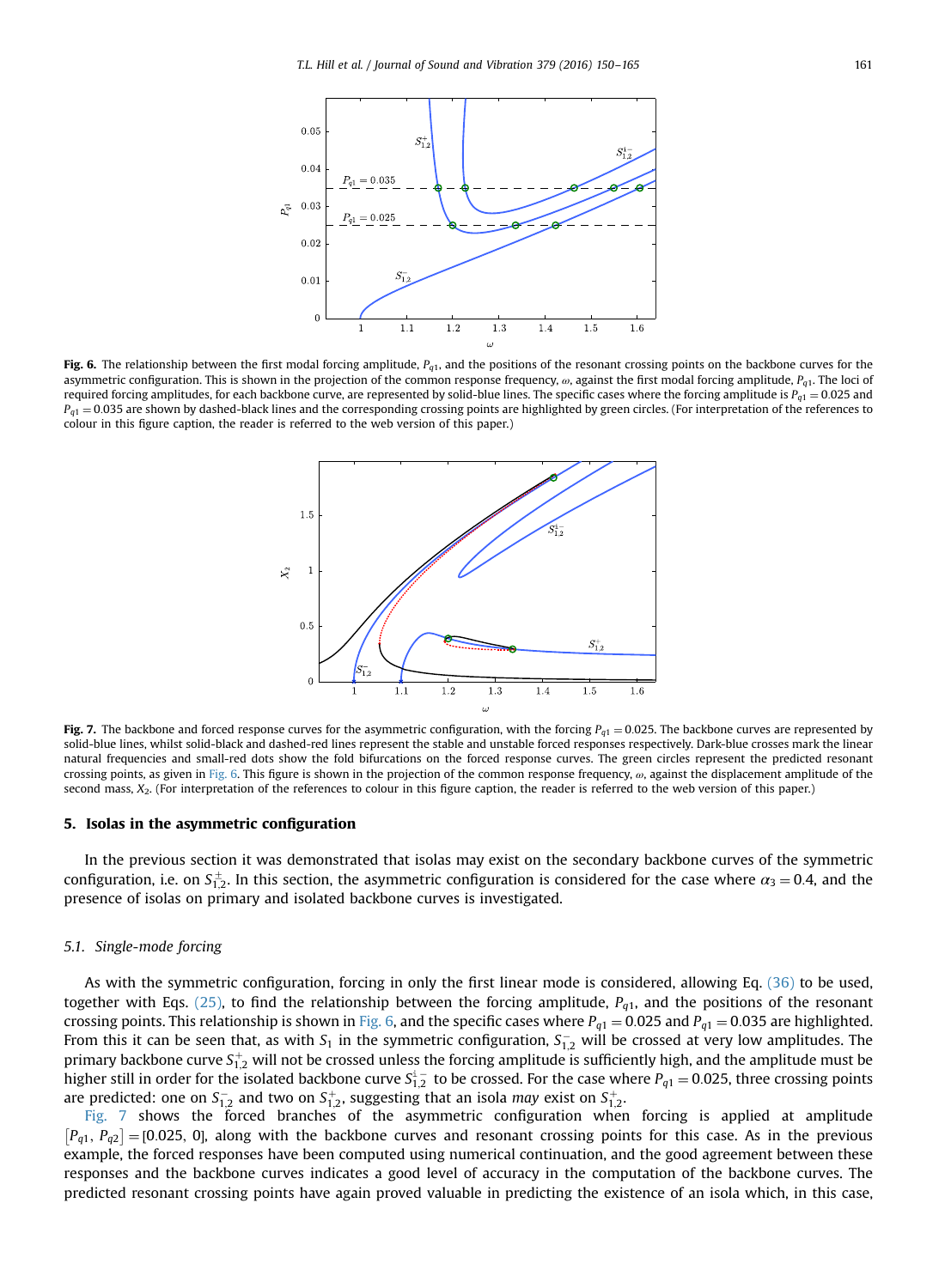**Fig. 6.** The relationship between the first modal forcing amplitude, $P_{q1}$, and the positions of the resonant crossing points on the backbone curves for the asymmetric configuration. This is shown in the projection of the common response frequency, $\omega$, against the first modal forcing amplitude, $P_{q1}$. The loci of required forcing amplitudes, for each backbone curve, are represented by solid-blue lines. The specific cases where the forcing amplitude is $P_{q1} = 0.025$ and $P_{q1} = 0.035$ are shown by dashed-black lines and the corresponding crossing points are highlighted by green circles. (For interpretation of the references to colour in this figure caption, the reader is referred to the web version of this paper.)

**Fig. 7.** The backbone and forced response curves for the asymmetric configuration, with the forcing $P_{q1} = 0.025$. The backbone curves are represented by solid-blue lines, whilst solid-black and dashed-red lines represent the stable and unstable forced responses respectively. Dark-blue crosses mark the linear natural frequencies and small-red dots show the fold bifurcations on the forced response curves. The green circles represent the predicted resonant crossing points, as given in Fig. 6. This figure is shown in the projection of the common response frequency, $\omega$, against the displacement amplitude of the second mass, $X_2$. (For interpretation of the references to colour in this figure caption, the reader is referred to the web version of this paper.)

## 5. Isolas in the asymmetric configuration

In the previous section it was demonstrated that isolas may exist on the secondary backbone curves of the symmetric configuration, i.e. on $S_{1,2}^{\pm}$. In this section, the asymmetric configuration is considered for the case where $\alpha_3 = 0.4$, and the presence of isolas on primary and isolated backbone curves is investigated.

### 5.1. Single-mode forcing

As with the symmetric configuration, forcing in only the first linear mode is considered, allowing Eq. (36) to be used, together with Eqs. (25), to find the relationship between the forcing amplitude, $P_{q1}$, and the positions of the resonant crossing points. This relationship is shown in Fig. 6, and the specific cases where $P_{q1} = 0.025$ and $P_{q1} = 0.035$ are highlighted. From this it can be seen that, as with $S_1$ in the symmetric configuration, $S_{1,2}^{-}$ will be crossed at very low amplitudes. The primary backbone curve $S_{1,2}^{+}$ will not be crossed unless the forcing amplitude is sufficiently high, and the amplitude must be higher still in order for the isolated backbone curve $S_{1,2}^{\dot{+}-}$ to be crossed. For the case where $P_{q1} = 0.025$, three crossing points are predicted: one on $S_{1,2}^{-}$ and two on $S_{1,2}^{+}$, suggesting that an isola *may* exist on $S_{1,2}^{+}$.

Fig. 7 shows the forced branches of the asymmetric configuration when forcing is applied at amplitude $[P_{q1}, P_{q2}] = [0.025, 0]$, along with the backbone curves and resonant crossing points for this case. As in the previous example, the forced responses have been computed using numerical continuation, and the good agreement between these responses and the backbone curves indicates a good level of accuracy in the computation of the backbone curves. The predicted resonant crossing points have again proved valuable in predicting the existence of an isola which, in this case,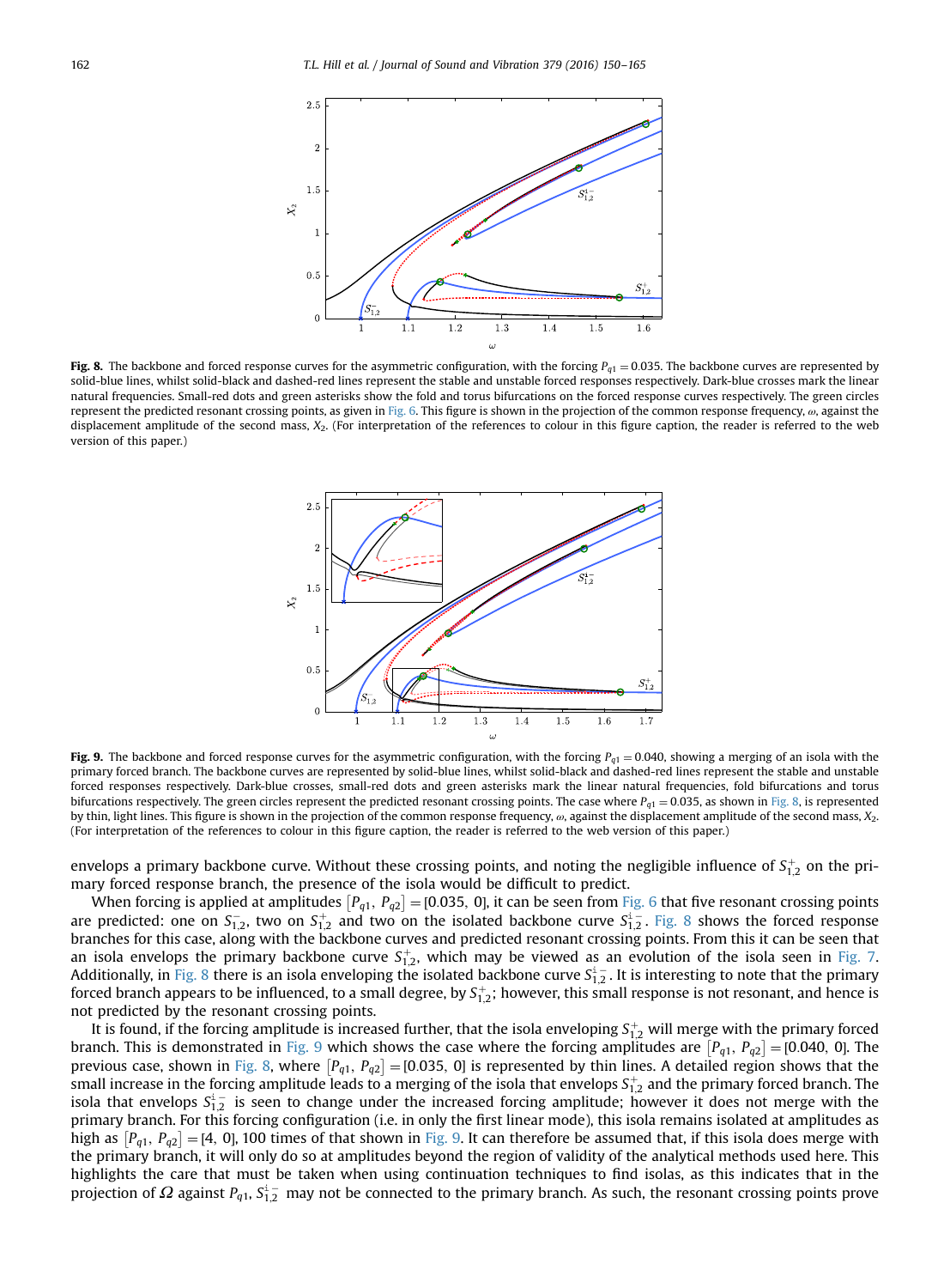**Fig. 8.** The backbone and forced response curves for the asymmetric configuration, with the forcing $P_{q1} = 0.035$. The backbone curves are represented by solid-blue lines, whilst solid-black and dashed-red lines represent the stable and unstable forced responses respectively. Dark-blue crosses mark the linear natural frequencies. Small-red dots and green asterisks show the fold and torus bifurcations on the forced response curves respectively. The green circles represent the predicted resonant crossing points, as given in Fig. 6. This figure is shown in the projection of the common response frequency, $\omega$, against the displacement amplitude of the second mass, $X_2$. (For interpretation of the references to colour in this figure caption, the reader is referred to the web version of this paper.)

**Fig. 9.** The backbone and forced response curves for the asymmetric configuration, with the forcing $P_{q1} = 0.040$, showing a merging of an isola with the primary forced branch. The backbone curves are represented by solid-blue lines, whilst solid-black and dashed-red lines represent the stable and unstable forced responses respectively. Dark-blue crosses, small-red dots and green asterisks mark the linear natural frequencies, fold bifurcations and torus bifurcations respectively. The green circles represent the predicted resonant crossing points. The case where $P_{q1} = 0.035$, as shown in Fig. 8, is represented by thin, light lines. This figure is shown in the projection of the common response frequency, $\omega$, against the displacement amplitude of the second mass, $X_2$. (For interpretation of the references to colour in this figure caption, the reader is referred to the web version of this paper.)

envelops a primary backbone curve. Without these crossing points, and noting the negligible influence of $S_{1,2}^{+}$ on the primary forced response branch, the presence of the isola would be difficult to predict.

When forcing is applied at amplitudes $[P_{q1}, P_{q2}] = [0.035, 0]$, it can be seen from Fig. 6 that five resonant crossing points are predicted: one on $S_{1,2}^{-}$, two on $S_{1,2}^{+}$ and two on the isolated backbone curve $S_{1,2}^{\dot{\imath}-}$. Fig. 8 shows the forced response branches for this case, along with the backbone curves and predicted resonant crossing points. From this it can be seen that an isola envelops the primary backbone curve $S_{1,2}^{+}$, which may be viewed as an evolution of the isola seen in Fig. 7. Additionally, in Fig. 8 there is an isola enveloping the isolated backbone curve $S_{1,2}^{\dot{\imath}-}$. It is interesting to note that the primary forced branch appears to be influenced, to a small degree, by $S_{1,2}^{+}$; however, this small response is not resonant, and hence is not predicted by the resonant crossing points.

It is found, if the forcing amplitude is increased further, that the isola enveloping $S_{1,2}^{+}$ will merge with the primary forced branch. This is demonstrated in Fig. 9 which shows the case where the forcing amplitudes are $[P_{q1}, P_{q2}] = [0.040, 0]$. The previous case, shown in Fig. 8, where $[P_{q1}, P_{q2}] = [0.035, 0]$ is represented by thin lines. A detailed region shows that the small increase in the forcing amplitude leads to a merging of the isola that envelops $S_{1,2}^{+}$ and the primary forced branch. The isola that envelops $S_{1,2}^{\dot{\imath}-}$ is seen to change under the increased forcing amplitude; however it does not merge with the primary branch. For this forcing configuration (i.e. in only the first linear mode), this isola remains isolated at amplitudes as high as $[P_{q1}, P_{q2}] = [4, 0]$, 100 times of that shown in Fig. 9. It can therefore be assumed that, if this isola does merge with the primary branch, it will only do so at amplitudes beyond the region of validity of the analytical methods used here. This highlights the care that must be taken when using continuation techniques to find isolas, as this indicates that in the projection of $\Omega$ against $P_{q1}$, $S_{1,2}^{\dot{\imath}-}$ may not be connected to the primary branch. As such, the resonant crossing points prove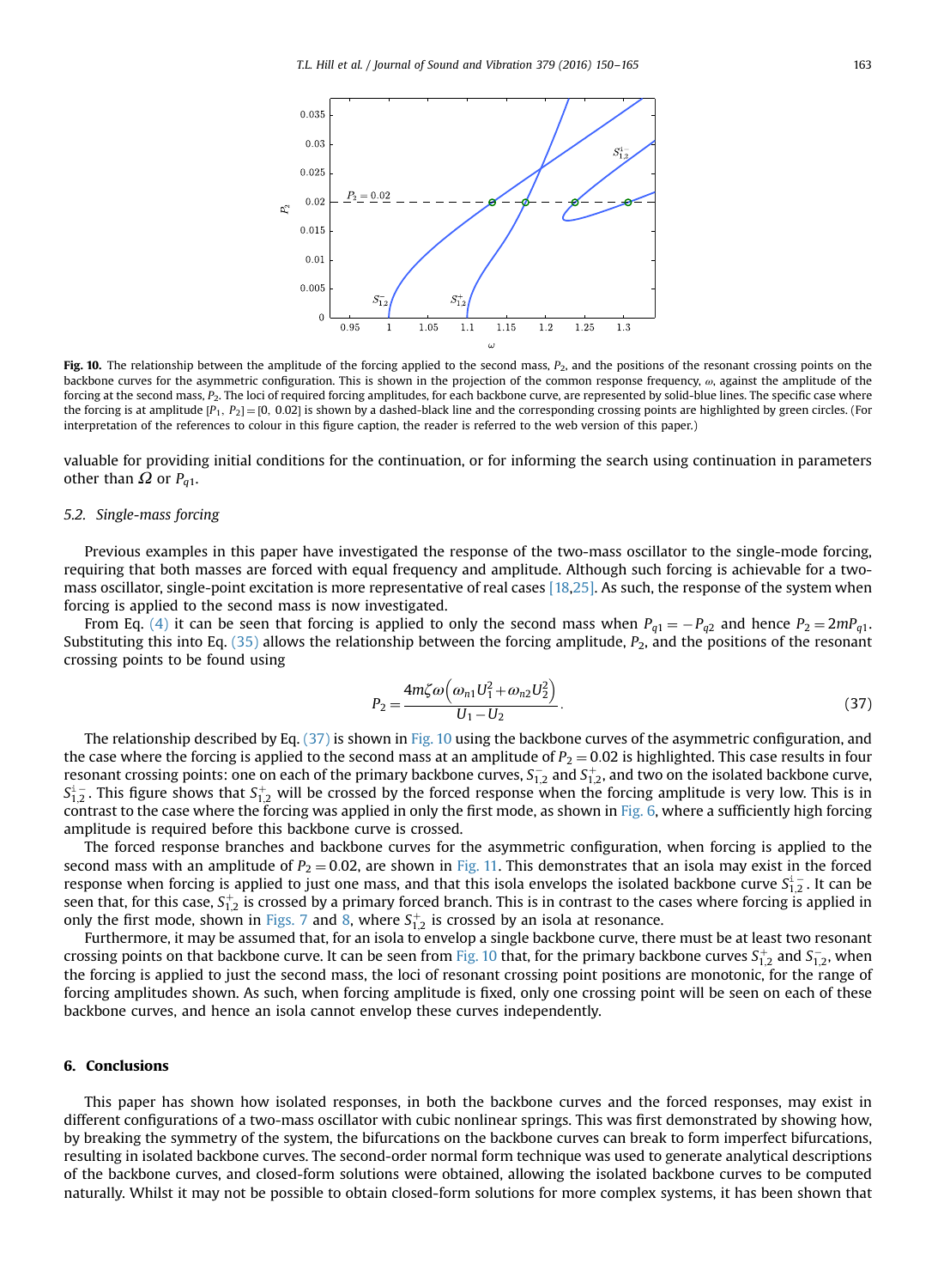**Fig. 10.** The relationship between the amplitude of the forcing applied to the second mass, $P_2$, and the positions of the resonant crossing points on the backbone curves for the asymmetric configuration. This is shown in the projection of the common response frequency, $\omega$, against the amplitude of the forcing at the second mass, $P_2$. The loci of required forcing amplitudes, for each backbone curve, are represented by solid-blue lines. The specific case where the forcing is at amplitude $[P_1, P_2] = [0, 0.02]$ is shown by a dashed-black line and the corresponding crossing points are highlighted by green circles. (For interpretation of the references to colour in this figure caption, the reader is referred to the web version of this paper.)

valuable for providing initial conditions for the continuation, or for informing the search using continuation in parameters other than $\Omega$ or $P_{q1}$.

### 5.2. Single-mass forcing

Previous examples in this paper have investigated the response of the two-mass oscillator to the single-mode forcing, requiring that both masses are forced with equal frequency and amplitude. Although such forcing is achievable for a two-mass oscillator, single-point excitation is more representative of real cases [18,25]. As such, the response of the system when forcing is applied to the second mass is now investigated.

From Eq. (4) it can be seen that forcing is applied to only the second mass when $P_{q1} = -P_{q2}$ and hence $P_2 = 2mP_{q1}$. Substituting this into Eq. (35) allows the relationship between the forcing amplitude, $P_2$, and the positions of the resonant crossing points to be found using

$$P_2 = \frac{4m\zeta\omega\left(\omega_{n1}U_1^2 + \omega_{n2}U_2^2\right)}{U_1 - U_2}. \tag{37}$$

The relationship described by Eq. (37) is shown in Fig. 10 using the backbone curves of the asymmetric configuration, and the case where the forcing is applied to the second mass at an amplitude of $P_2 = 0.02$ is highlighted. This case results in four resonant crossing points: one on each of the primary backbone curves, $S_{1,2}^-$ and $S_{1,2}^+$, and two on the isolated backbone curve, $S_{1,2}^{i-}$. This figure shows that $S_{1,2}^+$ will be crossed by the forced response when the forcing amplitude is very low. This is in contrast to the case where the forcing was applied in only the first mode, as shown in Fig. 6, where a sufficiently high forcing amplitude is required before this backbone curve is crossed.

The forced response branches and backbone curves for the asymmetric configuration, when forcing is applied to the second mass with an amplitude of $P_2 = 0.02$, are shown in Fig. 11. This demonstrates that an isola may exist in the forced response when forcing is applied to just one mass, and that this isola envelops the isolated backbone curve $S_{1,2}^{i-}$. It can be seen that, for this case, $S_{1,2}^+$ is crossed by a primary forced branch. This is in contrast to the cases where forcing is applied in only the first mode, shown in Figs. 7 and 8, where $S_{1,2}^+$ is crossed by an isola at resonance.

Furthermore, it may be assumed that, for an isola to envelop a single backbone curve, there must be at least two resonant crossing points on that backbone curve. It can be seen from Fig. 10 that, for the primary backbone curves $S_{1,2}^+$ and $S_{1,2}^-$, when the forcing is applied to just the second mass, the loci of resonant crossing point positions are monotonic, for the range of forcing amplitudes shown. As such, when forcing amplitude is fixed, only one crossing point will be seen on each of these backbone curves, and hence an isola cannot envelop these curves independently.

## 6. Conclusions

This paper has shown how isolated responses, in both the backbone curves and the forced responses, may exist in different configurations of a two-mass oscillator with cubic nonlinear springs. This was first demonstrated by showing how, by breaking the symmetry of the system, the bifurcations on the backbone curves can break to form imperfect bifurcations, resulting in isolated backbone curves. The second-order normal form technique was used to generate analytical descriptions of the backbone curves, and closed-form solutions were obtained, allowing the isolated backbone curves to be computed naturally. Whilst it may not be possible to obtain closed-form solutions for more complex systems, it has been shown that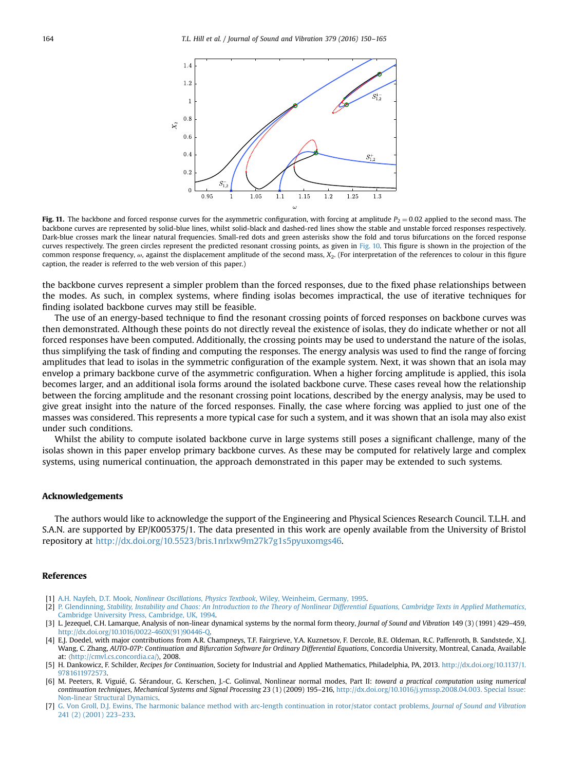**Fig. 11.** The backbone and forced response curves for the asymmetric configuration, with forcing at amplitude $P_2 = 0.02$ applied to the second mass. The backbone curves are represented by solid-blue lines, whilst solid-black and dashed-red lines show the stable and unstable forced responses respectively. Dark-blue crosses mark the linear natural frequencies. Small-red dots and green asterisks show the fold and torus bifurcations on the forced response curves respectively. The green circles represent the predicted resonant crossing points, as given in Fig. 10. This figure is shown in the projection of the common response frequency, $\omega$, against the displacement amplitude of the second mass, $X_2$. (For interpretation of the references to colour in this figure caption, the reader is referred to the web version of this paper.)

the backbone curves represent a simpler problem than the forced responses, due to the fixed phase relationships between the modes. As such, in complex systems, where finding isolas becomes impractical, the use of iterative techniques for finding isolated backbone curves may still be feasible.

The use of an energy-based technique to find the resonant crossing points of forced responses on backbone curves was then demonstrated. Although these points do not directly reveal the existence of isolas, they do indicate whether or not all forced responses have been computed. Additionally, the crossing points may be used to understand the nature of the isolas, thus simplifying the task of finding and computing the responses. The energy analysis was used to find the range of forcing amplitudes that lead to isolas in the symmetric configuration of the example system. Next, it was shown that an isola may envelop a primary backbone curve of the asymmetric configuration. When a higher forcing amplitude is applied, this isola becomes larger, and an additional isola forms around the isolated backbone curve. These cases reveal how the relationship between the forcing amplitude and the resonant crossing point locations, described by the energy analysis, may be used to give great insight into the nature of the forced responses. Finally, the case where forcing was applied to just one of the masses was considered. This represents a more typical case for such a system, and it was shown that an isola may also exist under such conditions.

Whilst the ability to compute isolated backbone curve in large systems still poses a significant challenge, many of the isolas shown in this paper envelop primary backbone curves. As these may be computed for relatively large and complex systems, using numerical continuation, the approach demonstrated in this paper may be extended to such systems.

## Acknowledgements

The authors would like to acknowledge the support of the Engineering and Physical Sciences Research Council. T.L.H. and S.A.N. are supported by EP/K005375/1. The data presented in this work are openly available from the University of Bristol repository at http://dx.doi.org/10.5523/bris.1nrlxw9m27k7g1s5pyuxomgs46.

## References

[1] A.H. Nayfeh, D.T. Mook, *Nonlinear Oscillations, Physics Textbook*, Wiley, Weinheim, Germany, 1995.

[2] P. Glendinning, *Stability, Instability and Chaos: An Introduction to the Theory of Nonlinear Differential Equations, Cambridge Texts in Applied Mathematics*, Cambridge University Press, Cambridge, UK, 1994.

[3] L. Jezequel, C.H. Lamarque, Analysis of non-linear dynamical systems by the normal form theory, *Journal of Sound and Vibration* 149 (3) (1991) 429–459, http://dx.doi.org/10.1016/0022-460X(91)90446-Q.

[4] E.J. Doedel, with major contributions from A.R. Champneys, T.F. Fairgrieve, Y.A. Kuznetsov, F. Dercole, B.E. Oldeman, R.C. Paffenroth, B. Sandstede, X.J. Wang, C. Zhang, *AUTO-07P: Continuation and Bifurcation Software for Ordinary Differential Equations*, Concordia University, Montreal, Canada, Available at: ⟨http://cmvl.cs.concordia.ca/⟩, 2008.

[5] H. Dankowicz, F. Schilder, *Recipes for Continuation*, Society for Industrial and Applied Mathematics, Philadelphia, PA, 2013. http://dx.doi.org/10.1137/1.9781611972573.

[6] M. Peeters, R. Viguié, G. Sérandour, G. Kerschen, J.-C. Golinval, Nonlinear normal modes, Part II: *toward a practical computation using numerical continuation techniques*, *Mechanical Systems and Signal Processing* 23 (1) (2009) 195–216, http://dx.doi.org/10.1016/j.ymssp.2008.04.003. Special Issue: Non-linear Structural Dynamics.

[7] G. Von Groll, D.J. Ewins, The harmonic balance method with arc-length continuation in rotor/stator contact problems, *Journal of Sound and Vibration* 241 (2) (2001) 223–233.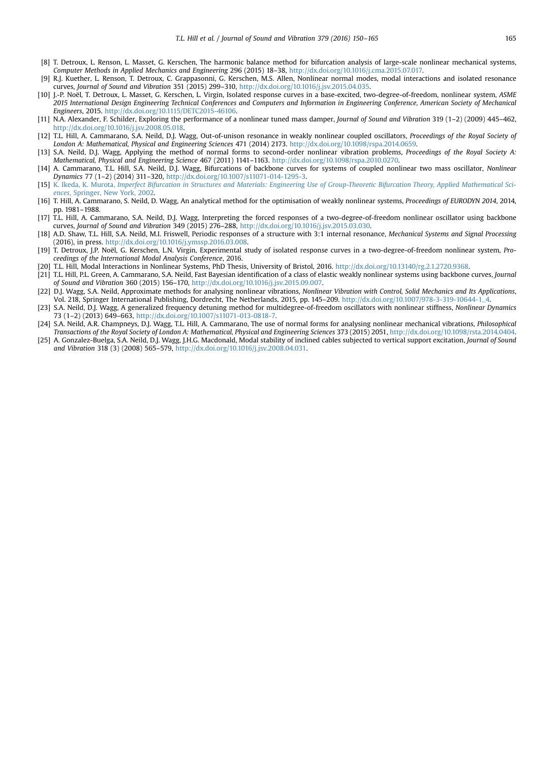[8] T. Detroux, L. Renson, L. Masset, G. Kerschen, The harmonic balance method for bifurcation analysis of large-scale nonlinear mechanical systems, *Computer Methods in Applied Mechanics and Engineering* 296 (2015) 18–38, http://dx.doi.org/10.1016/j.cma.2015.07.017.

[9] R.J. Kuether, L. Renson, T. Detroux, C. Grappasonni, G. Kerschen, M.S. Allen, Nonlinear normal modes, modal interactions and isolated resonance curves, *Journal of Sound and Vibration* 351 (2015) 299–310, http://dx.doi.org/10.1016/j.jsv.2015.04.035.

[10] J.-P. Noël, T. Detroux, L. Masset, G. Kerschen, L. Virgin, Isolated response curves in a base-excited, two-degree-of-freedom, nonlinear system, *ASME 2015 International Design Engineering Technical Conferences and Computers and Information in Engineering Conference, American Society of Mechanical Engineers*, 2015. http://dx.doi.org/10.1115/DETC2015-46106.

[11] N.A. Alexander, F. Schilder, Exploring the performance of a nonlinear tuned mass damper, *Journal of Sound and Vibration* 319 (1–2) (2009) 445–462, http://dx.doi.org/10.1016/j.jsv.2008.05.018.

[12] T.L. Hill, A. Cammarano, S.A. Neild, D.J. Wagg, Out-of-unison resonance in weakly nonlinear coupled oscillators, *Proceedings of the Royal Society of London A: Mathematical, Physical and Engineering Sciences* 471 (2014) 2173. http://dx.doi.org/10.1098/rspa.2014.0659.

[13] S.A. Neild, D.J. Wagg, Applying the method of normal forms to second-order nonlinear vibration problems, *Proceedings of the Royal Society A: Mathematical, Physical and Engineering Science* 467 (2011) 1141–1163. http://dx.doi.org/10.1098/rspa.2010.0270.

[14] A. Cammarano, T.L. Hill, S.A. Neild, D.J. Wagg, Bifurcations of backbone curves for systems of coupled nonlinear two mass oscillator, *Nonlinear Dynamics* 77 (1–2) (2014) 311–320, http://dx.doi.org/10.1007/s11071-014-1295-3.

[15] K. Ikeda, K. Murota, *Imperfect Bifurcation in Structures and Materials: Engineering Use of Group-Theoretic Bifurcation Theory, Applied Mathematical Sciences*, Springer, New York, 2002.

[16] T. Hill, A. Cammarano, S. Neild, D. Wagg, An analytical method for the optimisation of weakly nonlinear systems, *Proceedings of EURODYN 2014*, 2014, pp. 1981–1988.

[17] T.L. Hill, A. Cammarano, S.A. Neild, D.J. Wagg, Interpreting the forced responses of a two-degree-of-freedom nonlinear oscillator using backbone curves, *Journal of Sound and Vibration* 349 (2015) 276–288, http://dx.doi.org/10.1016/j.jsv.2015.03.030.

[18] A.D. Shaw, T.L. Hill, S.A. Neild, M.I. Friswell, Periodic responses of a structure with 3:1 internal resonance, *Mechanical Systems and Signal Processing* (2016), in press. http://dx.doi.org/10.1016/j.ymssp.2016.03.008.

[19] T. Detroux, J.P. Noël, G. Kerschen, L.N. Virgin, Experimental study of isolated response curves in a two-degree-of-freedom nonlinear system, *Proceedings of the International Modal Analysis Conference*, 2016.

[20] T.L. Hill, Modal Interactions in Nonlinear Systems, PhD Thesis, University of Bristol, 2016. http://dx.doi.org/10.13140/rg.2.1.2720.9368.

[21] T.L. Hill, P.L. Green, A. Cammarano, S.A. Neild, Fast Bayesian identification of a class of elastic weakly nonlinear systems using backbone curves, *Journal of Sound and Vibration* 360 (2015) 156–170, http://dx.doi.org/10.1016/j.jsv.2015.09.007.

[22] D.J. Wagg, S.A. Neild, Approximate methods for analysing nonlinear vibrations, *Nonlinear Vibration with Control, Solid Mechanics and Its Applications*, Vol. 218, Springer International Publishing, Dordrecht, The Netherlands, 2015, pp. 145–209. http://dx.doi.org/10.1007/978-3-319-10644-1_4.

[23] S.A. Neild, D.J. Wagg, A generalized frequency detuning method for multidegree-of-freedom oscillators with nonlinear stiffness, *Nonlinear Dynamics* 73 (1–2) (2013) 649–663, http://dx.doi.org/10.1007/s11071-013-0818-7.

[24] S.A. Neild, A.R. Champneys, D.J. Wagg, T.L. Hill, A. Cammarano, The use of normal forms for analysing nonlinear mechanical vibrations, *Philosophical Transactions of the Royal Society of London A: Mathematical, Physical and Engineering Sciences* 373 (2015) 2051, http://dx.doi.org/10.1098/rsta.2014.0404.

[25] A. Gonzalez-Buelga, S.A. Neild, D.J. Wagg, J.H.G. Macdonald, Modal stability of inclined cables subjected to vertical support excitation, *Journal of Sound and Vibration* 318 (3) (2008) 565–579, http://dx.doi.org/10.1016/j.jsv.2008.04.031.